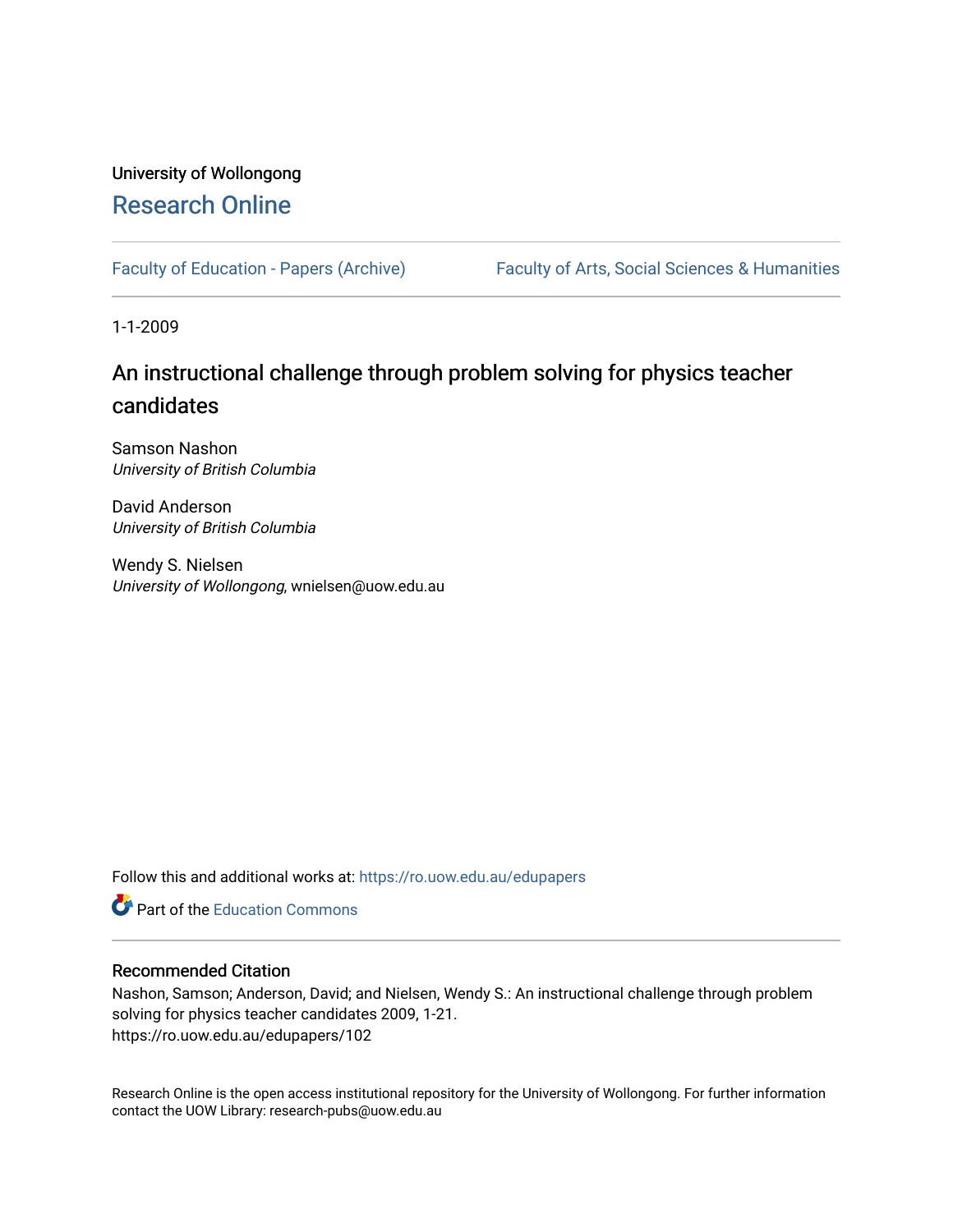University of Wollongong

# Research Online

Faculty of Education - Papers (Archive) | Faculty of Arts, Social Sciences & Humanities

1-1-2009

## An instructional challenge through problem solving for physics teacher candidates

Samson Nashon
*University of British Columbia*

David Anderson
*University of British Columbia*

Wendy S. Nielsen
*University of Wollongong*, wnielsen@uow.edu.au

Follow this and additional works at: https://ro.uow.edu.au/edupapers

Part of the Education Commons

### Recommended Citation

Nashon, Samson; Anderson, David; and Nielsen, Wendy S.: An instructional challenge through problem solving for physics teacher candidates 2009, 1-21.
https://ro.uow.edu.au/edupapers/102

Research Online is the open access institutional repository for the University of Wollongong. For further information contact the UOW Library: research-pubs@uow.edu.au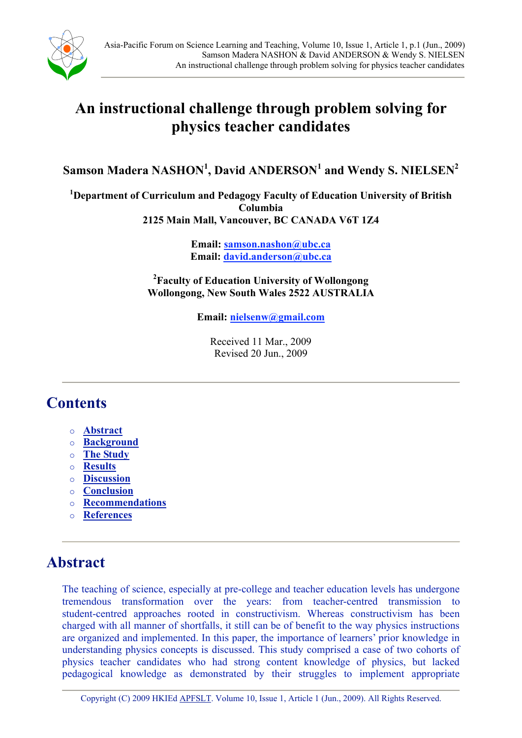# An instructional challenge through problem solving for physics teacher candidates

**Samson Madera NASHON[1], David ANDERSON[1] and Wendy S. NIELSEN[2]**

**[1]Department of Curriculum and Pedagogy Faculty of Education University of British Columbia**
**2125 Main Mall, Vancouver, BC CANADA V6T 1Z4**

**Email: samson.nashon@ubc.ca**
**Email: david.anderson@ubc.ca**

**[2]Faculty of Education University of Wollongong**
**Wollongong, New South Wales 2522 AUSTRALIA**

**Email: nielsenw@gmail.com**

Received 11 Mar., 2009
Revised 20 Jun., 2009

## Contents

- Abstract
- Background
- The Study
- Results
- Discussion
- Conclusion
- Recommendations
- References

## Abstract

The teaching of science, especially at pre-college and teacher education levels has undergone tremendous transformation over the years: from teacher-centred transmission to student-centred approaches rooted in constructivism. Whereas constructivism has been charged with all manner of shortfalls, it still can be of benefit to the way physics instructions are organized and implemented. In this paper, the importance of learners' prior knowledge in understanding physics concepts is discussed. This study comprised a case of two cohorts of physics teacher candidates who had strong content knowledge of physics, but lacked pedagogical knowledge as demonstrated by their struggles to implement appropriate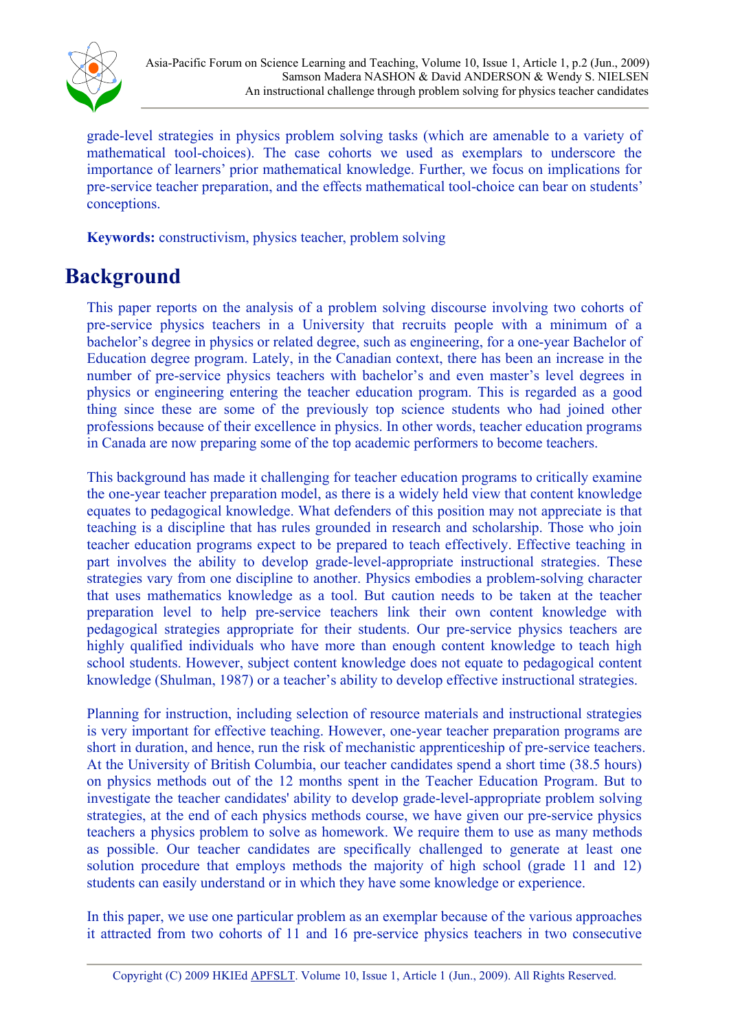grade-level strategies in physics problem solving tasks (which are amenable to a variety of mathematical tool-choices). The case cohorts we used as exemplars to underscore the importance of learners' prior mathematical knowledge. Further, we focus on implications for pre-service teacher preparation, and the effects mathematical tool-choice can bear on students' conceptions.

**Keywords:** constructivism, physics teacher, problem solving

# Background

This paper reports on the analysis of a problem solving discourse involving two cohorts of pre-service physics teachers in a University that recruits people with a minimum of a bachelor's degree in physics or related degree, such as engineering, for a one-year Bachelor of Education degree program. Lately, in the Canadian context, there has been an increase in the number of pre-service physics teachers with bachelor's and even master's level degrees in physics or engineering entering the teacher education program. This is regarded as a good thing since these are some of the previously top science students who had joined other professions because of their excellence in physics. In other words, teacher education programs in Canada are now preparing some of the top academic performers to become teachers.

This background has made it challenging for teacher education programs to critically examine the one-year teacher preparation model, as there is a widely held view that content knowledge equates to pedagogical knowledge. What defenders of this position may not appreciate is that teaching is a discipline that has rules grounded in research and scholarship. Those who join teacher education programs expect to be prepared to teach effectively. Effective teaching in part involves the ability to develop grade-level-appropriate instructional strategies. These strategies vary from one discipline to another. Physics embodies a problem-solving character that uses mathematics knowledge as a tool. But caution needs to be taken at the teacher preparation level to help pre-service teachers link their own content knowledge with pedagogical strategies appropriate for their students. Our pre-service physics teachers are highly qualified individuals who have more than enough content knowledge to teach high school students. However, subject content knowledge does not equate to pedagogical content knowledge (Shulman, 1987) or a teacher's ability to develop effective instructional strategies.

Planning for instruction, including selection of resource materials and instructional strategies is very important for effective teaching. However, one-year teacher preparation programs are short in duration, and hence, run the risk of mechanistic apprenticeship of pre-service teachers. At the University of British Columbia, our teacher candidates spend a short time (38.5 hours) on physics methods out of the 12 months spent in the Teacher Education Program. But to investigate the teacher candidates' ability to develop grade-level-appropriate problem solving strategies, at the end of each physics methods course, we have given our pre-service physics teachers a physics problem to solve as homework. We require them to use as many methods as possible. Our teacher candidates are specifically challenged to generate at least one solution procedure that employs methods the majority of high school (grade 11 and 12) students can easily understand or in which they have some knowledge or experience.

In this paper, we use one particular problem as an exemplar because of the various approaches it attracted from two cohorts of 11 and 16 pre-service physics teachers in two consecutive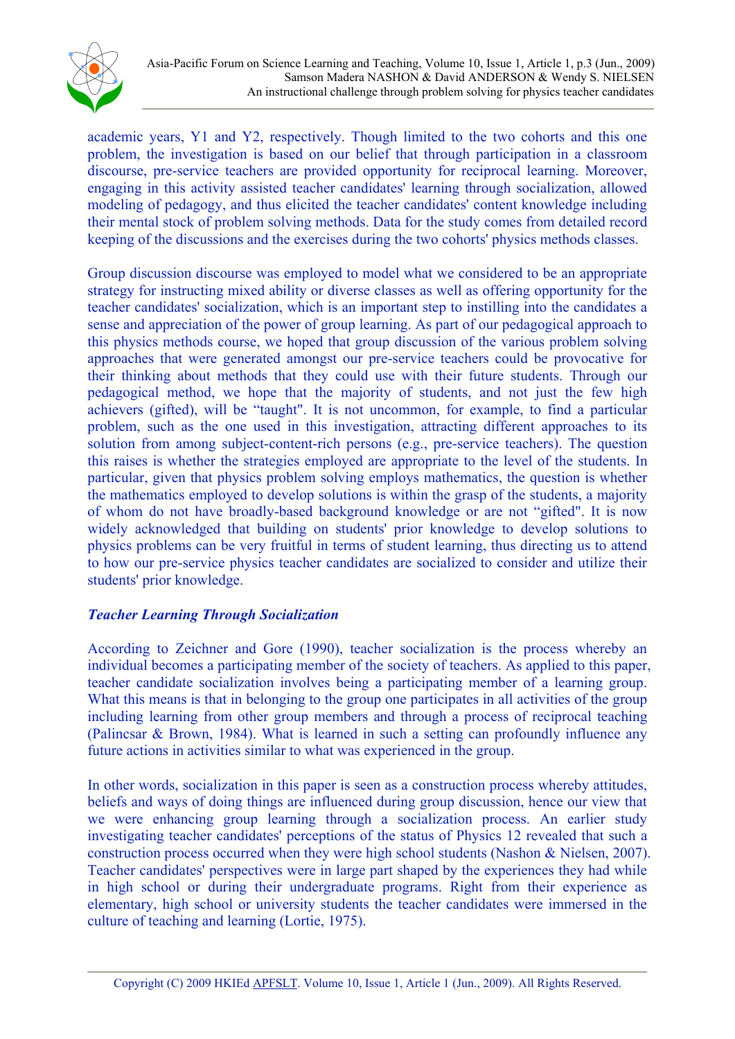academic years, Y1 and Y2, respectively. Though limited to the two cohorts and this one problem, the investigation is based on our belief that through participation in a classroom discourse, pre-service teachers are provided opportunity for reciprocal learning. Moreover, engaging in this activity assisted teacher candidates' learning through socialization, allowed modeling of pedagogy, and thus elicited the teacher candidates' content knowledge including their mental stock of problem solving methods. Data for the study comes from detailed record keeping of the discussions and the exercises during the two cohorts' physics methods classes.

Group discussion discourse was employed to model what we considered to be an appropriate strategy for instructing mixed ability or diverse classes as well as offering opportunity for the teacher candidates' socialization, which is an important step to instilling into the candidates a sense and appreciation of the power of group learning. As part of our pedagogical approach to this physics methods course, we hoped that group discussion of the various problem solving approaches that were generated amongst our pre-service teachers could be provocative for their thinking about methods that they could use with their future students. Through our pedagogical method, we hope that the majority of students, and not just the few high achievers (gifted), will be "taught". It is not uncommon, for example, to find a particular problem, such as the one used in this investigation, attracting different approaches to its solution from among subject-content-rich persons (e.g., pre-service teachers). The question this raises is whether the strategies employed are appropriate to the level of the students. In particular, given that physics problem solving employs mathematics, the question is whether the mathematics employed to develop solutions is within the grasp of the students, a majority of whom do not have broadly-based background knowledge or are not "gifted". It is now widely acknowledged that building on students' prior knowledge to develop solutions to physics problems can be very fruitful in terms of student learning, thus directing us to attend to how our pre-service physics teacher candidates are socialized to consider and utilize their students' prior knowledge.

### *Teacher Learning Through Socialization*

According to Zeichner and Gore (1990), teacher socialization is the process whereby an individual becomes a participating member of the society of teachers. As applied to this paper, teacher candidate socialization involves being a participating member of a learning group. What this means is that in belonging to the group one participates in all activities of the group including learning from other group members and through a process of reciprocal teaching (Palincsar & Brown, 1984). What is learned in such a setting can profoundly influence any future actions in activities similar to what was experienced in the group.

In other words, socialization in this paper is seen as a construction process whereby attitudes, beliefs and ways of doing things are influenced during group discussion, hence our view that we were enhancing group learning through a socialization process. An earlier study investigating teacher candidates' perceptions of the status of Physics 12 revealed that such a construction process occurred when they were high school students (Nashon & Nielsen, 2007). Teacher candidates' perspectives were in large part shaped by the experiences they had while in high school or during their undergraduate programs. Right from their experience as elementary, high school or university students the teacher candidates were immersed in the culture of teaching and learning (Lortie, 1975).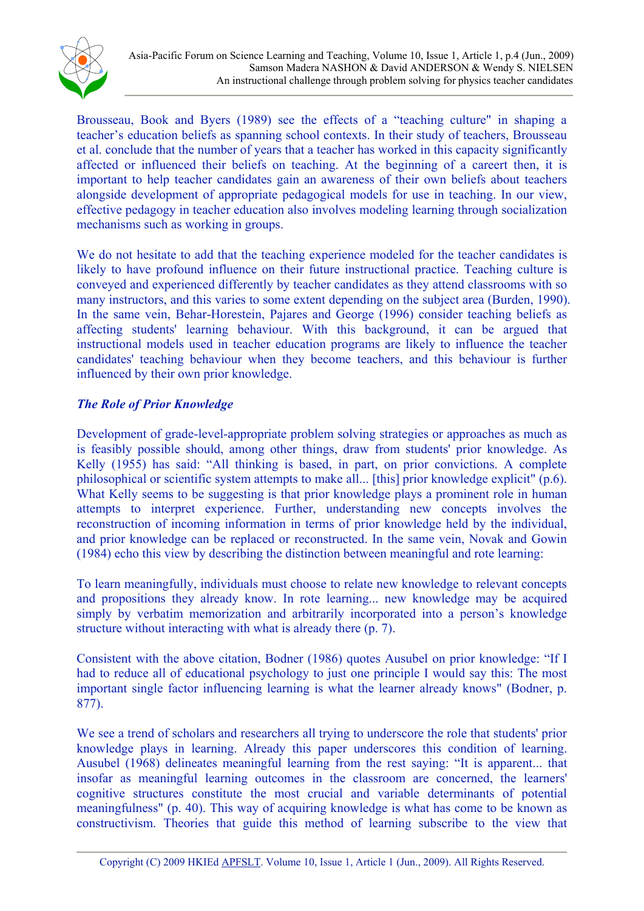Brousseau, Book and Byers (1989) see the effects of a "teaching culture" in shaping a teacher's education beliefs as spanning school contexts. In their study of teachers, Brousseau et al. conclude that the number of years that a teacher has worked in this capacity significantly affected or influenced their beliefs on teaching. At the beginning of a careert then, it is important to help teacher candidates gain an awareness of their own beliefs about teachers alongside development of appropriate pedagogical models for use in teaching. In our view, effective pedagogy in teacher education also involves modeling learning through socialization mechanisms such as working in groups.

We do not hesitate to add that the teaching experience modeled for the teacher candidates is likely to have profound influence on their future instructional practice. Teaching culture is conveyed and experienced differently by teacher candidates as they attend classrooms with so many instructors, and this varies to some extent depending on the subject area (Burden, 1990). In the same vein, Behar-Horestein, Pajares and George (1996) consider teaching beliefs as affecting students' learning behaviour. With this background, it can be argued that instructional models used in teacher education programs are likely to influence the teacher candidates' teaching behaviour when they become teachers, and this behaviour is further influenced by their own prior knowledge.

### *The Role of Prior Knowledge*

Development of grade-level-appropriate problem solving strategies or approaches as much as is feasibly possible should, among other things, draw from students' prior knowledge. As Kelly (1955) has said: "All thinking is based, in part, on prior convictions. A complete philosophical or scientific system attempts to make all... [this] prior knowledge explicit" (p.6). What Kelly seems to be suggesting is that prior knowledge plays a prominent role in human attempts to interpret experience. Further, understanding new concepts involves the reconstruction of incoming information in terms of prior knowledge held by the individual, and prior knowledge can be replaced or reconstructed. In the same vein, Novak and Gowin (1984) echo this view by describing the distinction between meaningful and rote learning:

To learn meaningfully, individuals must choose to relate new knowledge to relevant concepts and propositions they already know. In rote learning... new knowledge may be acquired simply by verbatim memorization and arbitrarily incorporated into a person's knowledge structure without interacting with what is already there (p. 7).

Consistent with the above citation, Bodner (1986) quotes Ausubel on prior knowledge: "If I had to reduce all of educational psychology to just one principle I would say this: The most important single factor influencing learning is what the learner already knows" (Bodner, p. 877).

We see a trend of scholars and researchers all trying to underscore the role that students' prior knowledge plays in learning. Already this paper underscores this condition of learning. Ausubel (1968) delineates meaningful learning from the rest saying: "It is apparent... that insofar as meaningful learning outcomes in the classroom are concerned, the learners' cognitive structures constitute the most crucial and variable determinants of potential meaningfulness" (p. 40). This way of acquiring knowledge is what has come to be known as constructivism. Theories that guide this method of learning subscribe to the view that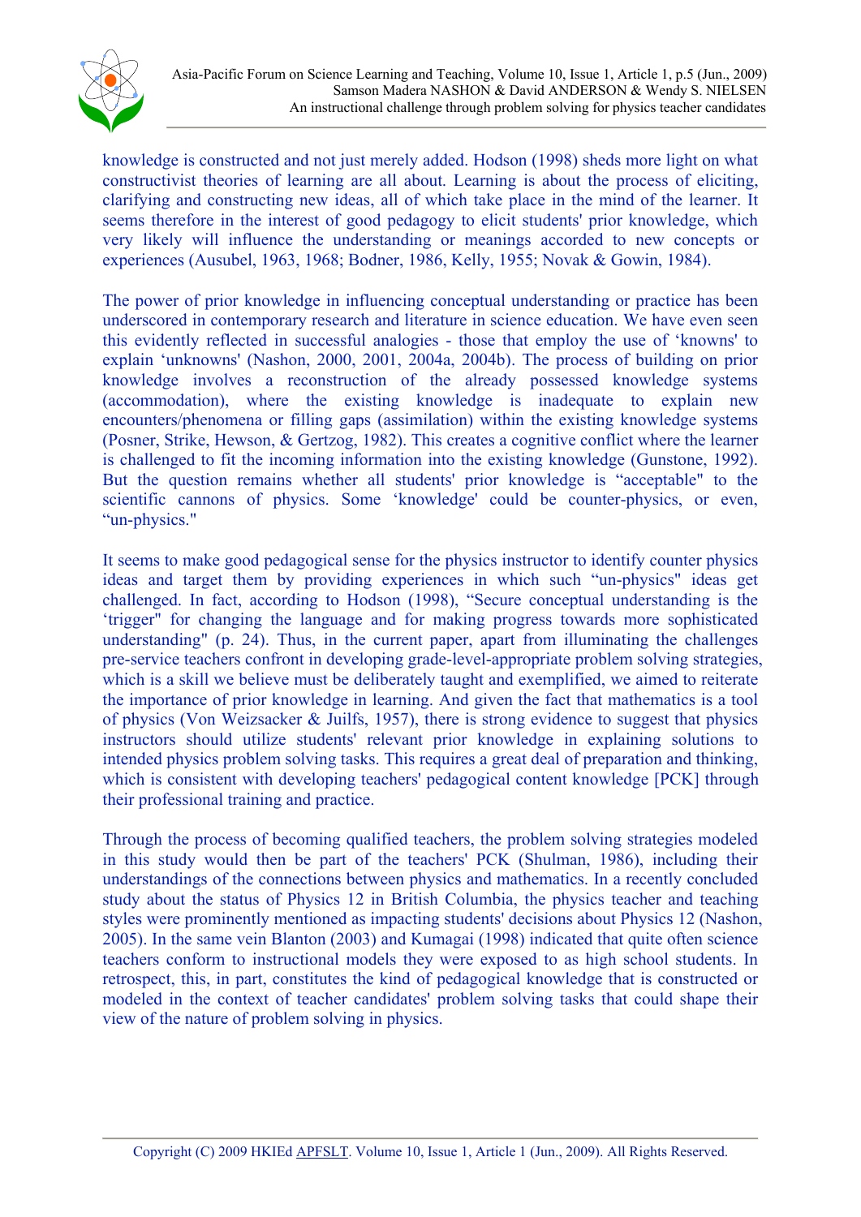knowledge is constructed and not just merely added. Hodson (1998) sheds more light on what constructivist theories of learning are all about. Learning is about the process of eliciting, clarifying and constructing new ideas, all of which take place in the mind of the learner. It seems therefore in the interest of good pedagogy to elicit students' prior knowledge, which very likely will influence the understanding or meanings accorded to new concepts or experiences (Ausubel, 1963, 1968; Bodner, 1986, Kelly, 1955; Novak & Gowin, 1984).

The power of prior knowledge in influencing conceptual understanding or practice has been underscored in contemporary research and literature in science education. We have even seen this evidently reflected in successful analogies - those that employ the use of 'knowns' to explain 'unknowns' (Nashon, 2000, 2001, 2004a, 2004b). The process of building on prior knowledge involves a reconstruction of the already possessed knowledge systems (accommodation), where the existing knowledge is inadequate to explain new encounters/phenomena or filling gaps (assimilation) within the existing knowledge systems (Posner, Strike, Hewson, & Gertzog, 1982). This creates a cognitive conflict where the learner is challenged to fit the incoming information into the existing knowledge (Gunstone, 1992). But the question remains whether all students' prior knowledge is "acceptable" to the scientific cannons of physics. Some 'knowledge' could be counter-physics, or even, "un-physics."

It seems to make good pedagogical sense for the physics instructor to identify counter physics ideas and target them by providing experiences in which such "un-physics" ideas get challenged. In fact, according to Hodson (1998), "Secure conceptual understanding is the 'trigger" for changing the language and for making progress towards more sophisticated understanding" (p. 24). Thus, in the current paper, apart from illuminating the challenges pre-service teachers confront in developing grade-level-appropriate problem solving strategies, which is a skill we believe must be deliberately taught and exemplified, we aimed to reiterate the importance of prior knowledge in learning. And given the fact that mathematics is a tool of physics (Von Weizsacker & Juilfs, 1957), there is strong evidence to suggest that physics instructors should utilize students' relevant prior knowledge in explaining solutions to intended physics problem solving tasks. This requires a great deal of preparation and thinking, which is consistent with developing teachers' pedagogical content knowledge [PCK] through their professional training and practice.

Through the process of becoming qualified teachers, the problem solving strategies modeled in this study would then be part of the teachers' PCK (Shulman, 1986), including their understandings of the connections between physics and mathematics. In a recently concluded study about the status of Physics 12 in British Columbia, the physics teacher and teaching styles were prominently mentioned as impacting students' decisions about Physics 12 (Nashon, 2005). In the same vein Blanton (2003) and Kumagai (1998) indicated that quite often science teachers conform to instructional models they were exposed to as high school students. In retrospect, this, in part, constitutes the kind of pedagogical knowledge that is constructed or modeled in the context of teacher candidates' problem solving tasks that could shape their view of the nature of problem solving in physics.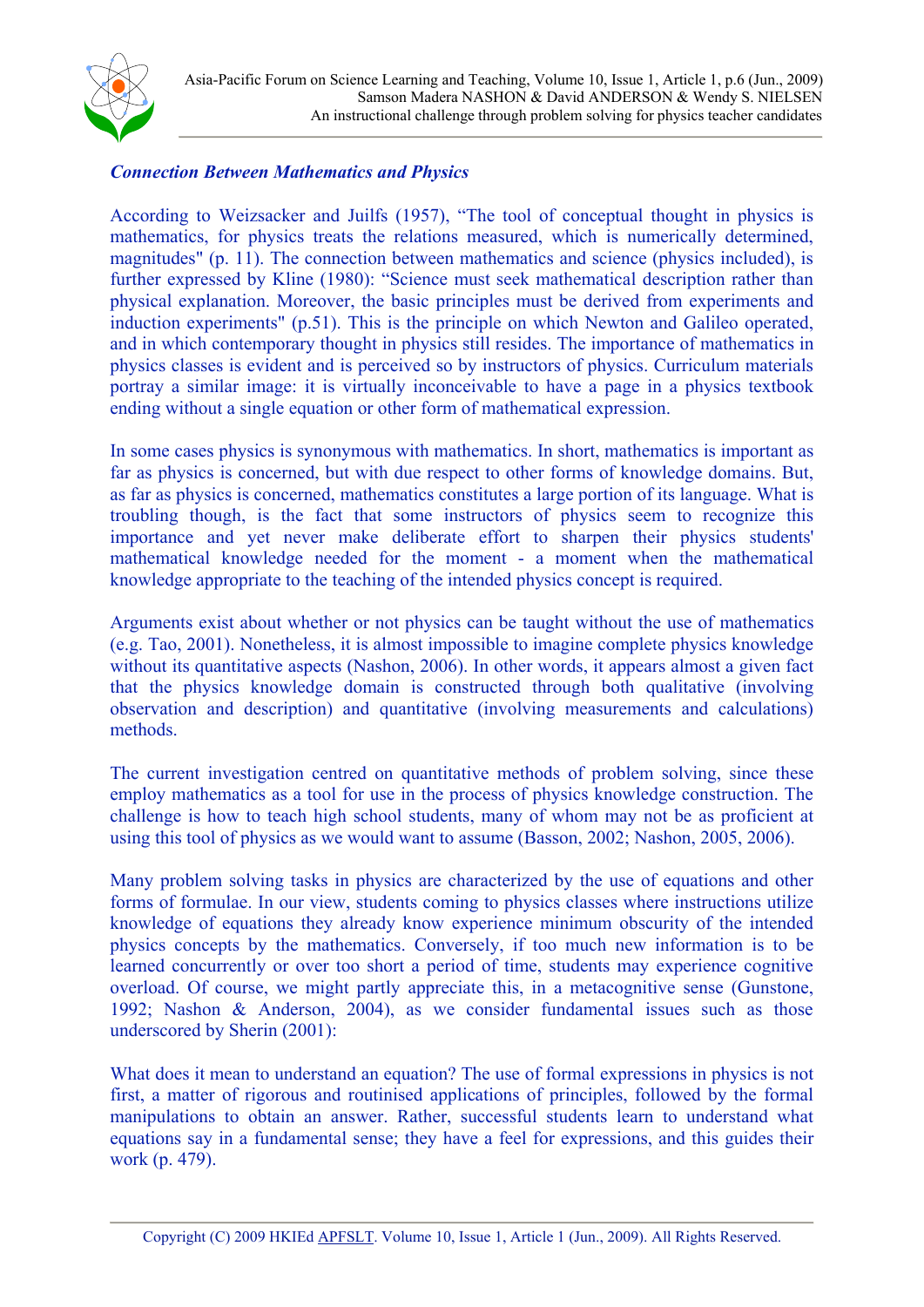### *Connection Between Mathematics and Physics*

According to Weizsacker and Juilfs (1957), "The tool of conceptual thought in physics is mathematics, for physics treats the relations measured, which is numerically determined, magnitudes" (p. 11). The connection between mathematics and science (physics included), is further expressed by Kline (1980): "Science must seek mathematical description rather than physical explanation. Moreover, the basic principles must be derived from experiments and induction experiments" (p.51). This is the principle on which Newton and Galileo operated, and in which contemporary thought in physics still resides. The importance of mathematics in physics classes is evident and is perceived so by instructors of physics. Curriculum materials portray a similar image: it is virtually inconceivable to have a page in a physics textbook ending without a single equation or other form of mathematical expression.

In some cases physics is synonymous with mathematics. In short, mathematics is important as far as physics is concerned, but with due respect to other forms of knowledge domains. But, as far as physics is concerned, mathematics constitutes a large portion of its language. What is troubling though, is the fact that some instructors of physics seem to recognize this importance and yet never make deliberate effort to sharpen their physics students' mathematical knowledge needed for the moment - a moment when the mathematical knowledge appropriate to the teaching of the intended physics concept is required.

Arguments exist about whether or not physics can be taught without the use of mathematics (e.g. Tao, 2001). Nonetheless, it is almost impossible to imagine complete physics knowledge without its quantitative aspects (Nashon, 2006). In other words, it appears almost a given fact that the physics knowledge domain is constructed through both qualitative (involving observation and description) and quantitative (involving measurements and calculations) methods.

The current investigation centred on quantitative methods of problem solving, since these employ mathematics as a tool for use in the process of physics knowledge construction. The challenge is how to teach high school students, many of whom may not be as proficient at using this tool of physics as we would want to assume (Basson, 2002; Nashon, 2005, 2006).

Many problem solving tasks in physics are characterized by the use of equations and other forms of formulae. In our view, students coming to physics classes where instructions utilize knowledge of equations they already know experience minimum obscurity of the intended physics concepts by the mathematics. Conversely, if too much new information is to be learned concurrently or over too short a period of time, students may experience cognitive overload. Of course, we might partly appreciate this, in a metacognitive sense (Gunstone, 1992; Nashon & Anderson, 2004), as we consider fundamental issues such as those underscored by Sherin (2001):

What does it mean to understand an equation? The use of formal expressions in physics is not first, a matter of rigorous and routinised applications of principles, followed by the formal manipulations to obtain an answer. Rather, successful students learn to understand what equations say in a fundamental sense; they have a feel for expressions, and this guides their work (p. 479).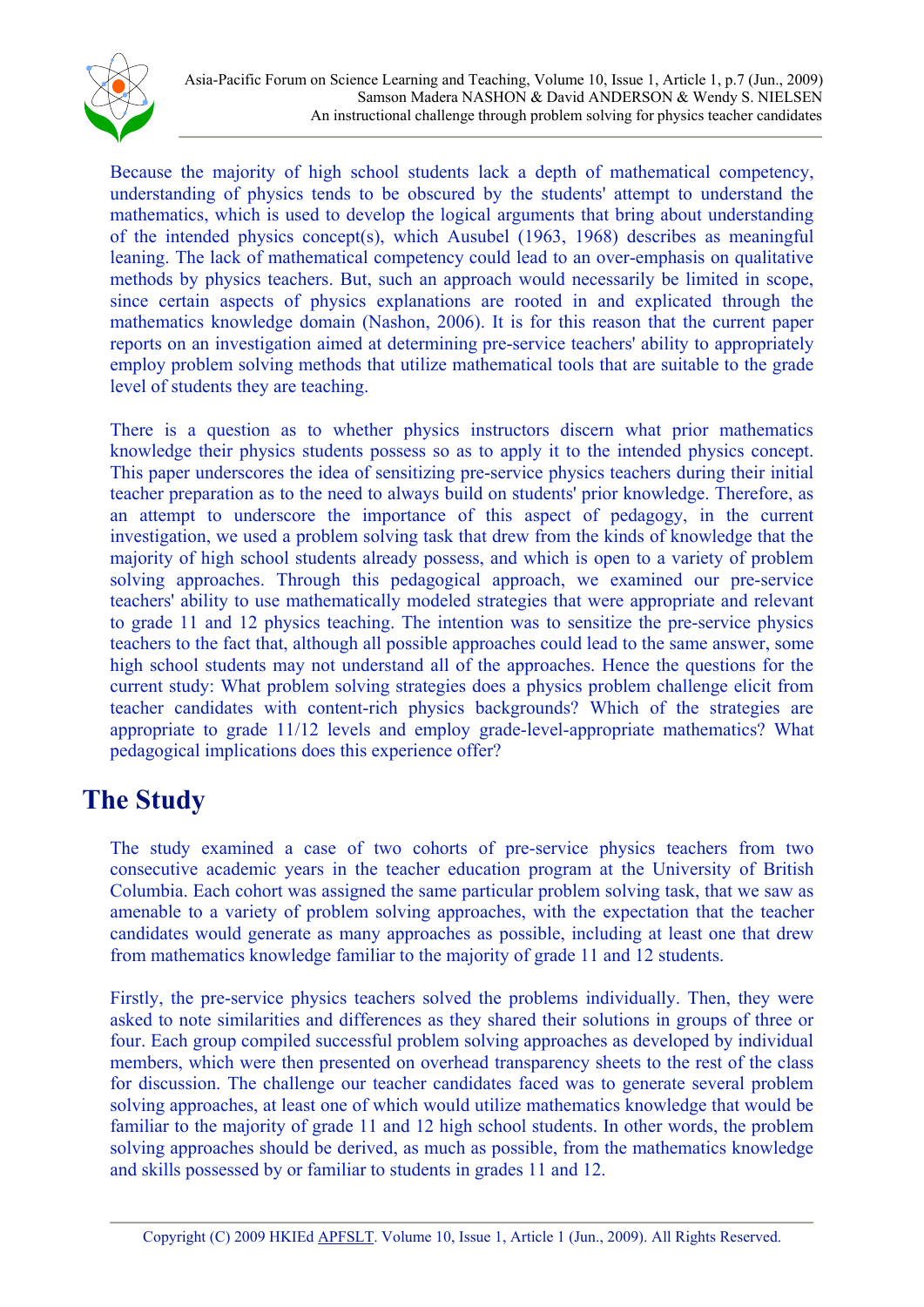Because the majority of high school students lack a depth of mathematical competency, understanding of physics tends to be obscured by the students' attempt to understand the mathematics, which is used to develop the logical arguments that bring about understanding of the intended physics concept(s), which Ausubel (1963, 1968) describes as meaningful leaning. The lack of mathematical competency could lead to an over-emphasis on qualitative methods by physics teachers. But, such an approach would necessarily be limited in scope, since certain aspects of physics explanations are rooted in and explicated through the mathematics knowledge domain (Nashon, 2006). It is for this reason that the current paper reports on an investigation aimed at determining pre-service teachers' ability to appropriately employ problem solving methods that utilize mathematical tools that are suitable to the grade level of students they are teaching.

There is a question as to whether physics instructors discern what prior mathematics knowledge their physics students possess so as to apply it to the intended physics concept. This paper underscores the idea of sensitizing pre-service physics teachers during their initial teacher preparation as to the need to always build on students' prior knowledge. Therefore, as an attempt to underscore the importance of this aspect of pedagogy, in the current investigation, we used a problem solving task that drew from the kinds of knowledge that the majority of high school students already possess, and which is open to a variety of problem solving approaches. Through this pedagogical approach, we examined our pre-service teachers' ability to use mathematically modeled strategies that were appropriate and relevant to grade 11 and 12 physics teaching. The intention was to sensitize the pre-service physics teachers to the fact that, although all possible approaches could lead to the same answer, some high school students may not understand all of the approaches. Hence the questions for the current study: What problem solving strategies does a physics problem challenge elicit from teacher candidates with content-rich physics backgrounds? Which of the strategies are appropriate to grade 11/12 levels and employ grade-level-appropriate mathematics? What pedagogical implications does this experience offer?

## The Study

The study examined a case of two cohorts of pre-service physics teachers from two consecutive academic years in the teacher education program at the University of British Columbia. Each cohort was assigned the same particular problem solving task, that we saw as amenable to a variety of problem solving approaches, with the expectation that the teacher candidates would generate as many approaches as possible, including at least one that drew from mathematics knowledge familiar to the majority of grade 11 and 12 students.

Firstly, the pre-service physics teachers solved the problems individually. Then, they were asked to note similarities and differences as they shared their solutions in groups of three or four. Each group compiled successful problem solving approaches as developed by individual members, which were then presented on overhead transparency sheets to the rest of the class for discussion. The challenge our teacher candidates faced was to generate several problem solving approaches, at least one of which would utilize mathematics knowledge that would be familiar to the majority of grade 11 and 12 high school students. In other words, the problem solving approaches should be derived, as much as possible, from the mathematics knowledge and skills possessed by or familiar to students in grades 11 and 12.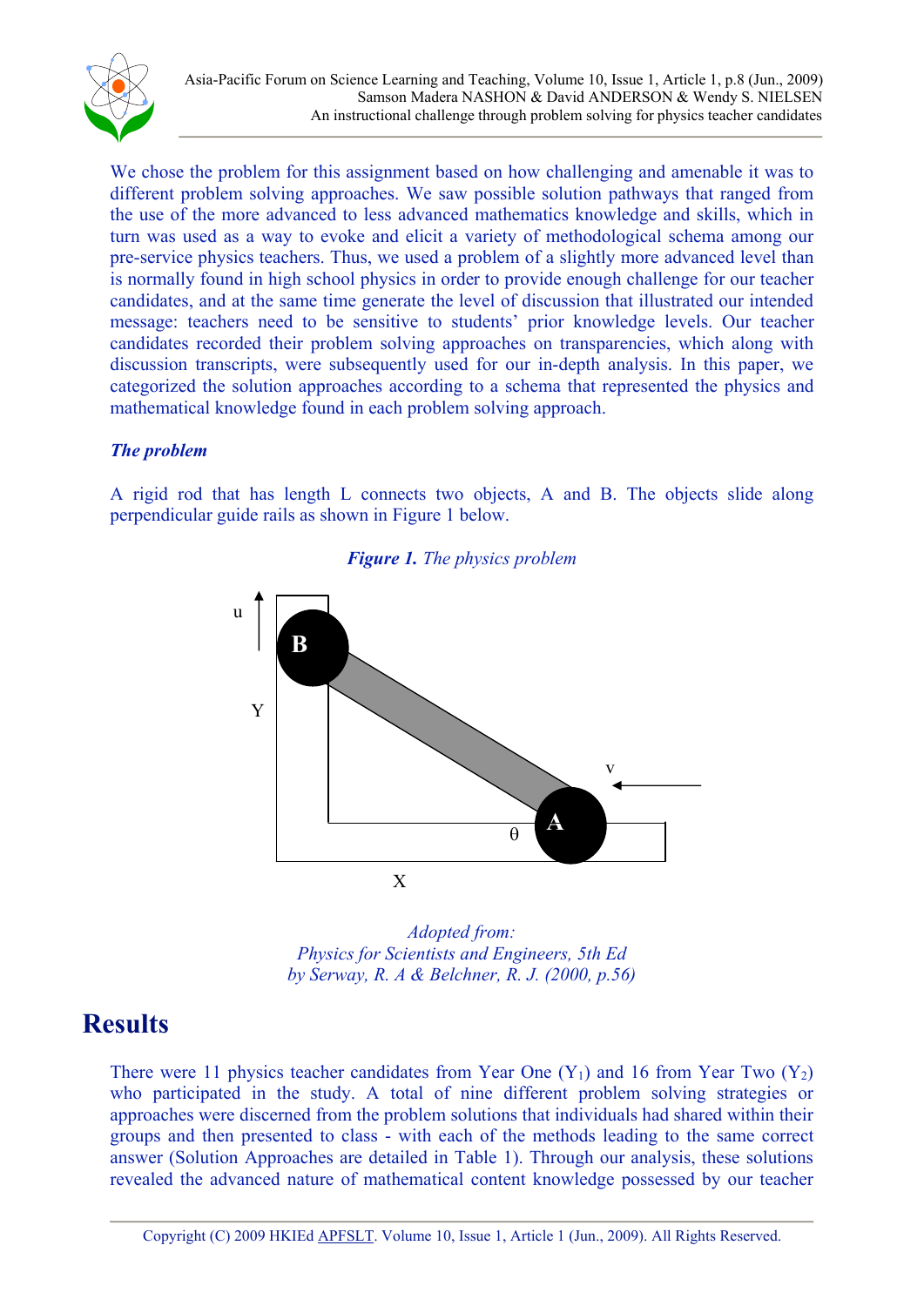We chose the problem for this assignment based on how challenging and amenable it was to different problem solving approaches. We saw possible solution pathways that ranged from the use of the more advanced to less advanced mathematics knowledge and skills, which in turn was used as a way to evoke and elicit a variety of methodological schema among our pre-service physics teachers. Thus, we used a problem of a slightly more advanced level than is normally found in high school physics in order to provide enough challenge for our teacher candidates, and at the same time generate the level of discussion that illustrated our intended message: teachers need to be sensitive to students' prior knowledge levels. Our teacher candidates recorded their problem solving approaches on transparencies, which along with discussion transcripts, were subsequently used for our in-depth analysis. In this paper, we categorized the solution approaches according to a schema that represented the physics and mathematical knowledge found in each problem solving approach.

### *The problem*

A rigid rod that has length L connects two objects, A and B. The objects slide along perpendicular guide rails as shown in Figure 1 below.

***Figure 1.*** *The physics problem*

*Adopted from:*
*Physics for Scientists and Engineers, 5th Ed*
*by Serway, R. A & Belchner, R. J. (2000, p.56)*

## Results

There were 11 physics teacher candidates from Year One ($Y_1$) and 16 from Year Two ($Y_2$) who participated in the study. A total of nine different problem solving strategies or approaches were discerned from the problem solutions that individuals had shared within their groups and then presented to class - with each of the methods leading to the same correct answer (Solution Approaches are detailed in Table 1). Through our analysis, these solutions revealed the advanced nature of mathematical content knowledge possessed by our teacher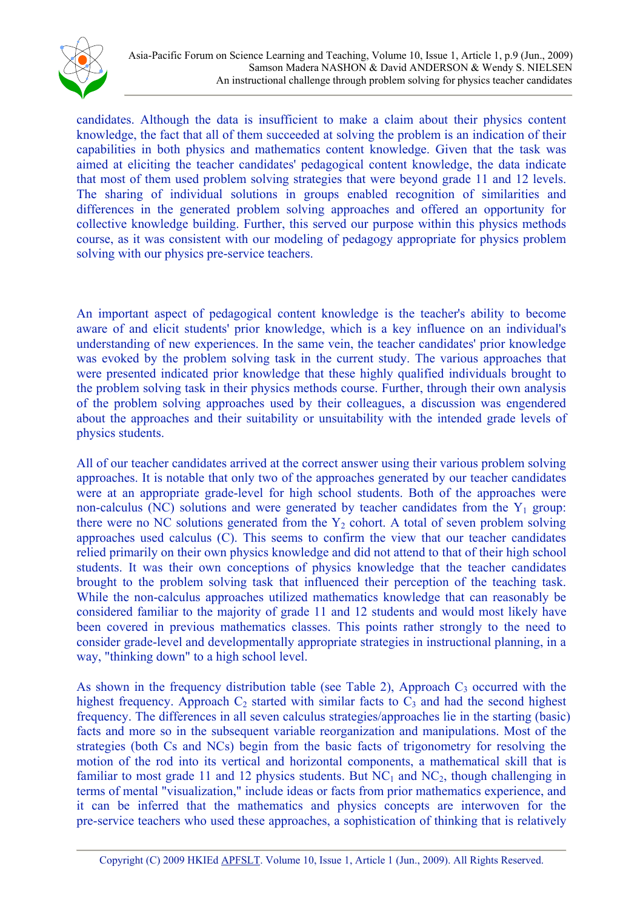candidates. Although the data is insufficient to make a claim about their physics content knowledge, the fact that all of them succeeded at solving the problem is an indication of their capabilities in both physics and mathematics content knowledge. Given that the task was aimed at eliciting the teacher candidates' pedagogical content knowledge, the data indicate that most of them used problem solving strategies that were beyond grade 11 and 12 levels. The sharing of individual solutions in groups enabled recognition of similarities and differences in the generated problem solving approaches and offered an opportunity for collective knowledge building. Further, this served our purpose within this physics methods course, as it was consistent with our modeling of pedagogy appropriate for physics problem solving with our physics pre-service teachers.

An important aspect of pedagogical content knowledge is the teacher's ability to become aware of and elicit students' prior knowledge, which is a key influence on an individual's understanding of new experiences. In the same vein, the teacher candidates' prior knowledge was evoked by the problem solving task in the current study. The various approaches that were presented indicated prior knowledge that these highly qualified individuals brought to the problem solving task in their physics methods course. Further, through their own analysis of the problem solving approaches used by their colleagues, a discussion was engendered about the approaches and their suitability or unsuitability with the intended grade levels of physics students.

All of our teacher candidates arrived at the correct answer using their various problem solving approaches. It is notable that only two of the approaches generated by our teacher candidates were at an appropriate grade-level for high school students. Both of the approaches were non-calculus (NC) solutions and were generated by teacher candidates from the $Y_1$ group: there were no NC solutions generated from the $Y_2$ cohort. A total of seven problem solving approaches used calculus (C). This seems to confirm the view that our teacher candidates relied primarily on their own physics knowledge and did not attend to that of their high school students. It was their own conceptions of physics knowledge that the teacher candidates brought to the problem solving task that influenced their perception of the teaching task. While the non-calculus approaches utilized mathematics knowledge that can reasonably be considered familiar to the majority of grade 11 and 12 students and would most likely have been covered in previous mathematics classes. This points rather strongly to the need to consider grade-level and developmentally appropriate strategies in instructional planning, in a way, "thinking down" to a high school level.

As shown in the frequency distribution table (see Table 2), Approach $C_3$ occurred with the highest frequency. Approach $C_2$ started with similar facts to $C_3$ and had the second highest frequency. The differences in all seven calculus strategies/approaches lie in the starting (basic) facts and more so in the subsequent variable reorganization and manipulations. Most of the strategies (both Cs and NCs) begin from the basic facts of trigonometry for resolving the motion of the rod into its vertical and horizontal components, a mathematical skill that is familiar to most grade 11 and 12 physics students. But $NC_1$ and $NC_2$, though challenging in terms of mental "visualization," include ideas or facts from prior mathematics experience, and it can be inferred that the mathematics and physics concepts are interwoven for the pre-service teachers who used these approaches, a sophistication of thinking that is relatively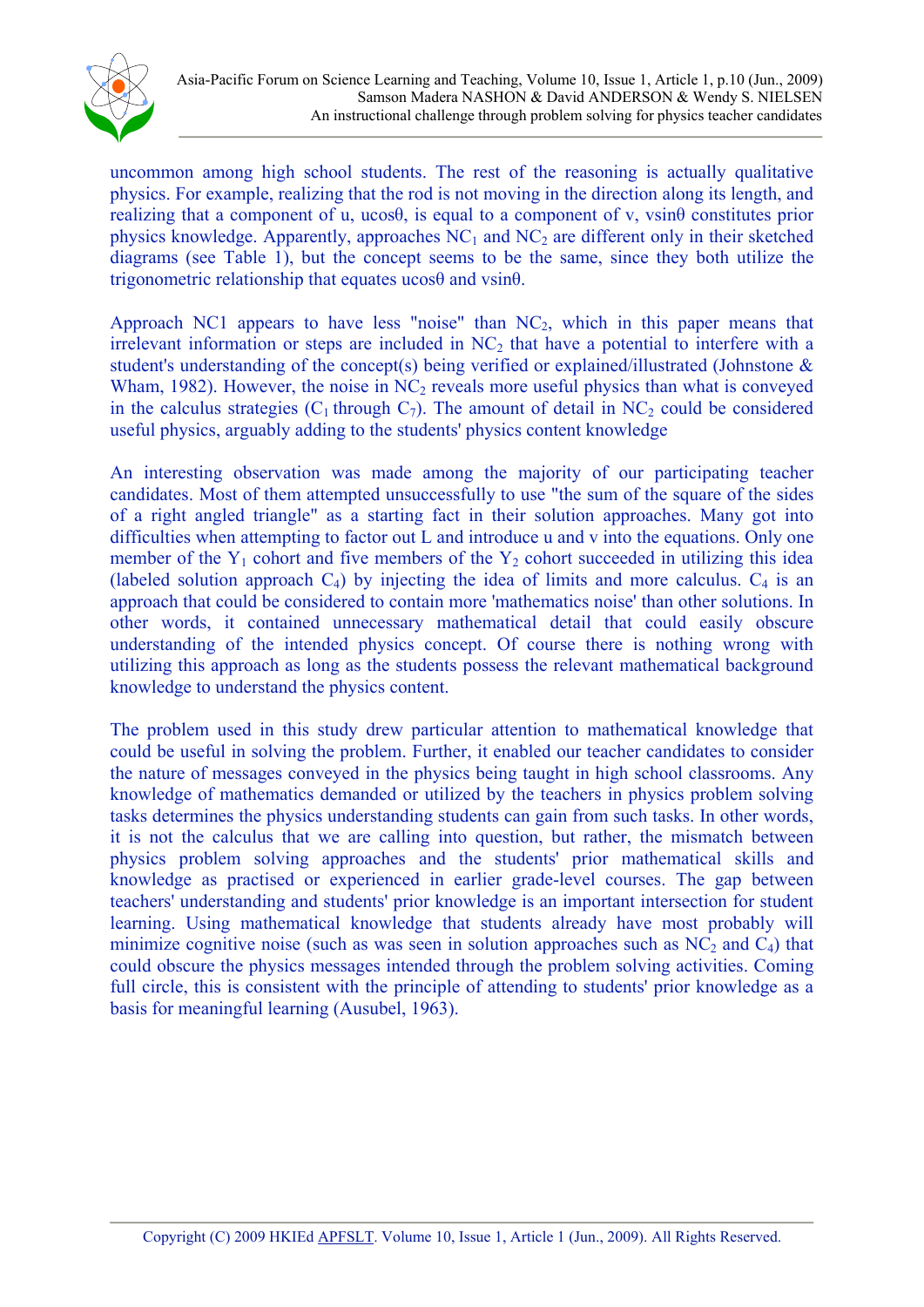uncommon among high school students. The rest of the reasoning is actually qualitative physics. For example, realizing that the rod is not moving in the direction along its length, and realizing that a component of u, $u\cos\theta$, is equal to a component of v, $v\sin\theta$ constitutes prior physics knowledge. Apparently, approaches $NC_1$ and $NC_2$ are different only in their sketched diagrams (see Table 1), but the concept seems to be the same, since they both utilize the trigonometric relationship that equates $u\cos\theta$ and $v\sin\theta$.

Approach NC1 appears to have less "noise" than $NC_2$, which in this paper means that irrelevant information or steps are included in $NC_2$ that have a potential to interfere with a student's understanding of the concept(s) being verified or explained/illustrated (Johnstone & Wham, 1982). However, the noise in $NC_2$ reveals more useful physics than what is conveyed in the calculus strategies ($C_1$ through $C_7$). The amount of detail in $NC_2$ could be considered useful physics, arguably adding to the students' physics content knowledge

An interesting observation was made among the majority of our participating teacher candidates. Most of them attempted unsuccessfully to use "the sum of the square of the sides of a right angled triangle" as a starting fact in their solution approaches. Many got into difficulties when attempting to factor out L and introduce u and v into the equations. Only one member of the $Y_1$ cohort and five members of the $Y_2$ cohort succeeded in utilizing this idea (labeled solution approach $C_4$) by injecting the idea of limits and more calculus. $C_4$ is an approach that could be considered to contain more 'mathematics noise' than other solutions. In other words, it contained unnecessary mathematical detail that could easily obscure understanding of the intended physics concept. Of course there is nothing wrong with utilizing this approach as long as the students possess the relevant mathematical background knowledge to understand the physics content.

The problem used in this study drew particular attention to mathematical knowledge that could be useful in solving the problem. Further, it enabled our teacher candidates to consider the nature of messages conveyed in the physics being taught in high school classrooms. Any knowledge of mathematics demanded or utilized by the teachers in physics problem solving tasks determines the physics understanding students can gain from such tasks. In other words, it is not the calculus that we are calling into question, but rather, the mismatch between physics problem solving approaches and the students' prior mathematical skills and knowledge as practised or experienced in earlier grade-level courses. The gap between teachers' understanding and students' prior knowledge is an important intersection for student learning. Using mathematical knowledge that students already have most probably will minimize cognitive noise (such as was seen in solution approaches such as $NC_2$ and $C_4$) that could obscure the physics messages intended through the problem solving activities. Coming full circle, this is consistent with the principle of attending to students' prior knowledge as a basis for meaningful learning (Ausubel, 1963).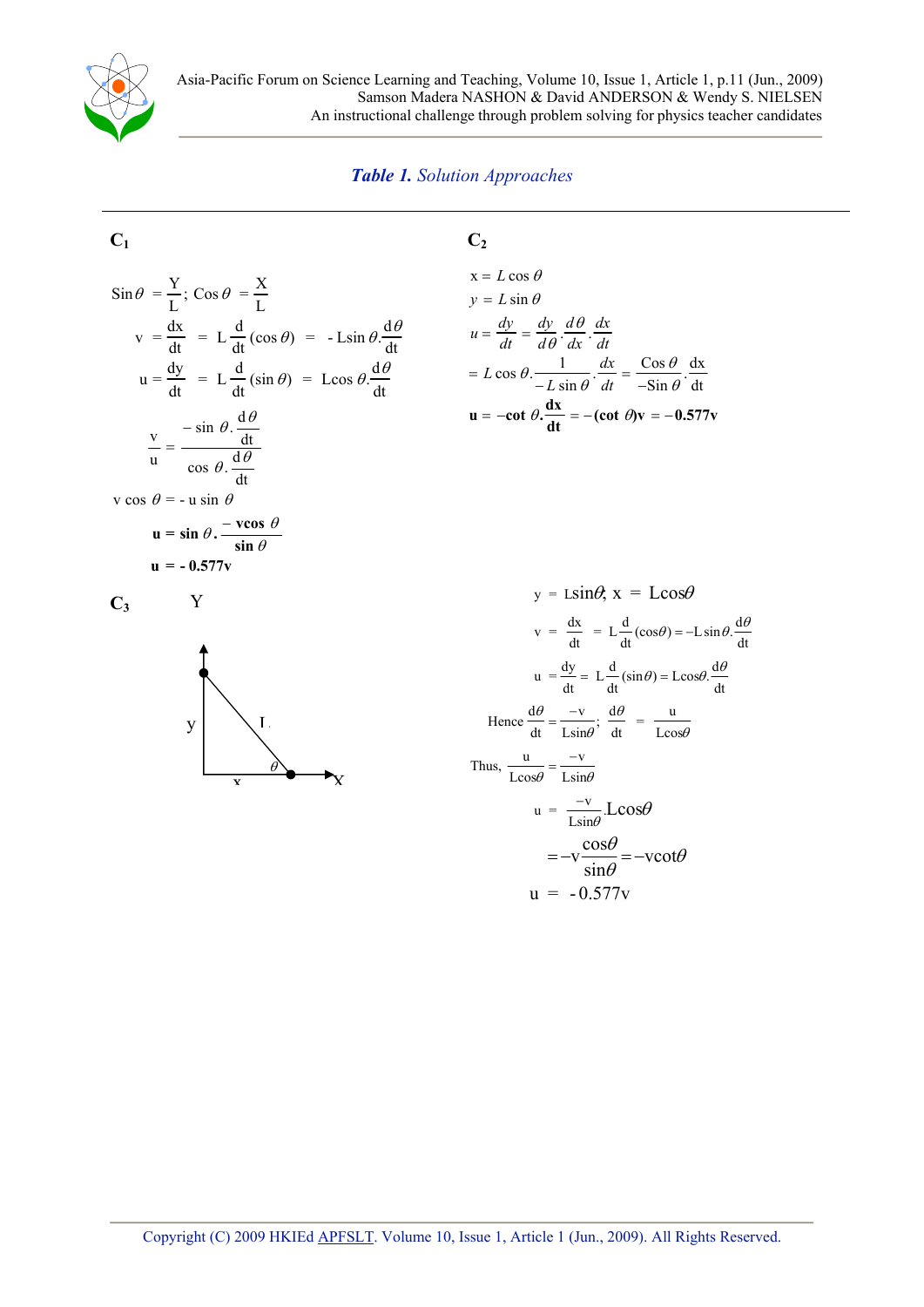*Table 1. Solution Approaches*

**$C_1$**

$$\text{Sin}\,\theta = \frac{Y}{L};\ \text{Cos}\,\theta = \frac{X}{L}$$

$$v = \frac{dx}{dt} = L\frac{d}{dt}(\cos\theta) = -L\sin\theta.\frac{d\theta}{dt}$$

$$u = \frac{dy}{dt} = L\frac{d}{dt}(\sin\theta) = L\cos\theta.\frac{d\theta}{dt}$$

$$\frac{v}{u} = \frac{-\sin\theta.\frac{d\theta}{dt}}{\cos\theta.\frac{d\theta}{dt}}$$

$$v\cos\theta = -u\sin\theta$$

$$\mathbf{u = \sin\theta.\frac{-v\cos\theta}{\sin\theta}}$$

$$\mathbf{u = -0.577v}$$

**$C_2$**

$$x = L\cos\theta$$

$$y = L\sin\theta$$

$$u = \frac{dy}{dt} = \frac{dy}{d\theta}.\frac{d\theta}{dx}.\frac{dx}{dt}$$

$$= L\cos\theta.\frac{1}{-L\sin\theta}.\frac{dx}{dt} = \frac{\text{Cos}\,\theta}{-\text{Sin}\,\theta}.\frac{dx}{dt}$$

$$\mathbf{u = -\cot\theta.\frac{dx}{dt} = -(\cot\theta)v = -0.577v}$$

**$C_3$**

(Diagram: right triangle with vertical axis Y and horizontal axis X; side y along the Y axis, side x along the X axis, hypotenuse L, angle $\theta$ at the X-axis vertex.)

$$y = L\sin\theta;\ x = L\cos\theta$$

$$v = \frac{dx}{dt} = L\frac{d}{dt}(\cos\theta) = -L\sin\theta.\frac{d\theta}{dt}$$

$$u = \frac{dy}{dt} = L\frac{d}{dt}(\sin\theta) = L\cos\theta.\frac{d\theta}{dt}$$

$$\text{Hence } \frac{d\theta}{dt} = \frac{-v}{L\sin\theta};\ \frac{d\theta}{dt} = \frac{u}{L\cos\theta}$$

$$\text{Thus, } \frac{u}{L\cos\theta} = \frac{-v}{L\sin\theta}$$

$$u = \frac{-v}{L\sin\theta}.L\cos\theta$$

$$= -v\frac{\cos\theta}{\sin\theta} = -v\cot\theta$$

$$u = -0.577v$$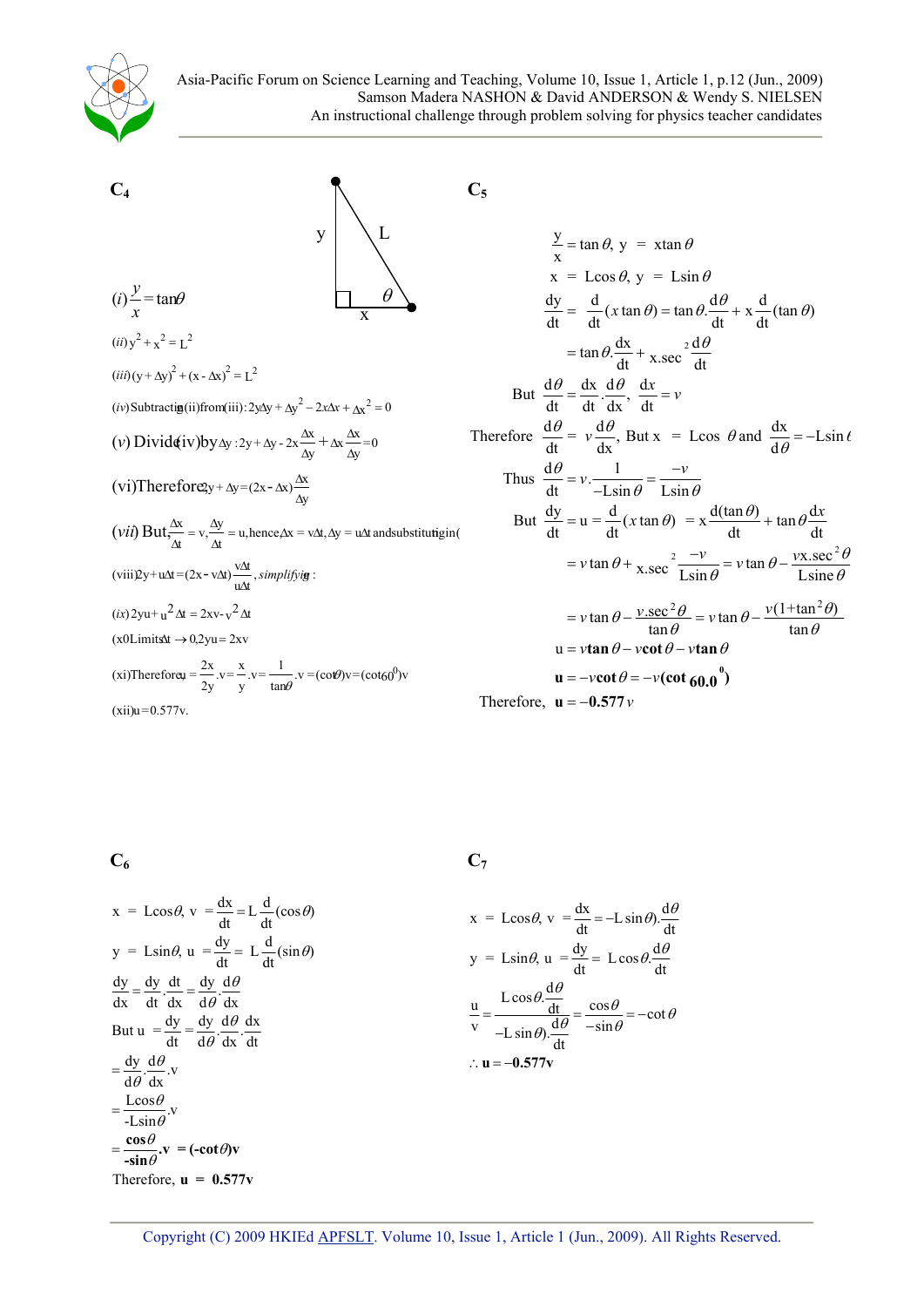**$C_4$**

y L θ x

$(i)\ \frac{y}{x} = \tan\theta$

$(ii)\ y^2 + x^2 = L^2$

$(iii)\ (y + \Delta y)^2 + (x - \Delta x)^2 = L^2$

$(iv)$ Subtracting (ii) from (iii): $2y\Delta y + \Delta y^2 - 2x\Delta x + \Delta x^2 = 0$

$(v)$ Divide (iv) by $\Delta y$ : $2y + \Delta y - 2x\frac{\Delta x}{\Delta y} + \Delta x\frac{\Delta x}{\Delta y} = 0$

$(vi)$ Therefore $2y + \Delta y = (2x - \Delta x)\frac{\Delta x}{\Delta y}$

$(vii)$ But, $\frac{\Delta x}{\Delta t} = v, \frac{\Delta y}{\Delta t} = u$, hence $\Delta x = v\Delta t, \Delta y = u\Delta t$ and substituting in (

$(viii)\ 2y + u\Delta t = (2x - v\Delta t)\frac{v\Delta t}{u\Delta t}$, *simplifying* :

$(ix)\ 2yu + u^2\Delta t = 2xv - v^2\Delta t$

$(x)$ 0 Limits $\Delta t \to 0, 2yu = 2xv$

$(xi)$ Therefore $u = \frac{2x}{2y}.v = \frac{x}{y}.v = \frac{1}{\tan\theta}.v = (\cot\theta)v = (\cot 60^0)v$

$(xii)\ u = 0.577v.$

**$C_5$**

$$\frac{y}{x} = \tan\theta,\ y = x\tan\theta$$

$$x = L\cos\theta,\ y = L\sin\theta$$

$$\frac{dy}{dt} = \frac{d}{dt}(x\tan\theta) = \tan\theta.\frac{d\theta}{dt} + x\frac{d}{dt}(\tan\theta)$$

$$= \tan\theta.\frac{dx}{dt} + x.\sec^2\frac{d\theta}{dt}$$

But $\frac{d\theta}{dt} = \frac{dx}{dt}.\frac{d\theta}{dx},\ \frac{dx}{dt} = v$

Therefore $\frac{d\theta}{dt} = v\frac{d\theta}{dx}$, But $x = L\cos\theta$ and $\frac{dx}{d\theta} = -L\sin\theta$

Thus $\frac{d\theta}{dt} = v.\frac{1}{-L\sin\theta} = \frac{-v}{L\sin\theta}$

But $\frac{dy}{dt} = u = \frac{d}{dt}(x\tan\theta) = x\frac{d(\tan\theta)}{dt} + \tan\theta\frac{dx}{dt}$

$$= v\tan\theta + x.\sec^2\frac{-v}{L\sin\theta} = v\tan\theta - \frac{vx.\sec^2\theta}{L\sin\theta}$$

$$= v\tan\theta - \frac{v.\sec^2\theta}{\tan\theta} = v\tan\theta - \frac{v(1+\tan^2\theta)}{\tan\theta}$$

$$u = v\tan\theta - v\cot\theta - v\tan\theta$$

$$\mathbf{u = -v\cot\theta = -v(\cot 60.0^0)}$$

Therefore, $\mathbf{u = -0.577}v$

**$C_6$**

$x = L\cos\theta,\ v = \frac{dx}{dt} = L\frac{d}{dt}(\cos\theta)$

$y = L\sin\theta,\ u = \frac{dy}{dt} = L\frac{d}{dt}(\sin\theta)$

$\frac{dy}{dx} = \frac{dy}{dt}.\frac{dt}{dx} = \frac{dy}{d\theta}.\frac{d\theta}{dx}$

But $u = \frac{dy}{dt} = \frac{dy}{d\theta}.\frac{d\theta}{dx}.\frac{dx}{dt}$

$= \frac{dy}{d\theta}.\frac{d\theta}{dx}.v$

$= \frac{L\cos\theta}{-L\sin\theta}.v$

$= \frac{\mathbf{\cos\theta}}{\mathbf{-\sin\theta}}\mathbf{.v} = \mathbf{(-\cot\theta)v}$

Therefore, $\mathbf{u = 0.577v}$

**$C_7$**

$x = L\cos\theta,\ v = \frac{dx}{dt} = -L\sin\theta).\frac{d\theta}{dt}$

$y = L\sin\theta,\ u = \frac{dy}{dt} = L\cos\theta.\frac{d\theta}{dt}$

$\frac{u}{v} = \frac{L\cos\theta.\frac{d\theta}{dt}}{-L\sin\theta).\frac{d\theta}{dt}} = \frac{\cos\theta}{-\sin\theta} = -\cot\theta$

$\therefore \mathbf{u = -0.577v}$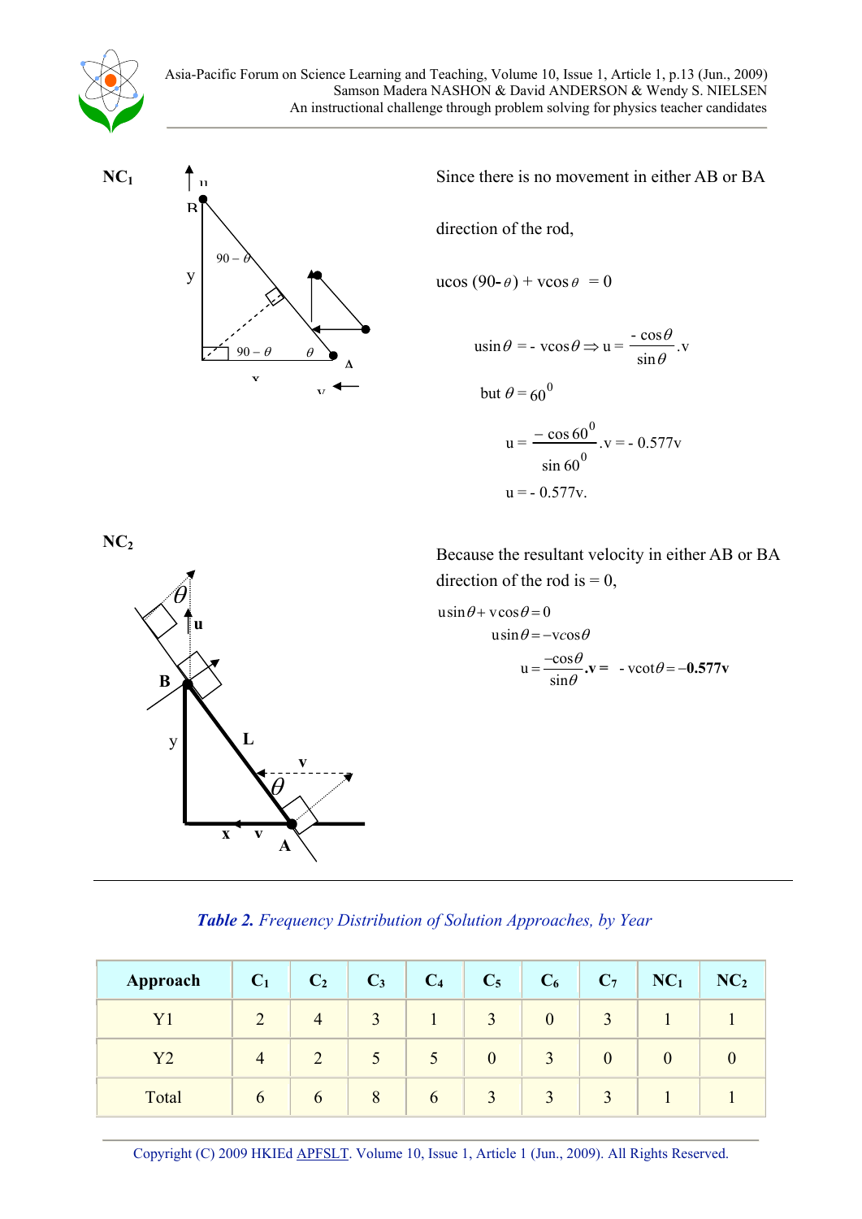**$NC_1$**

Since there is no movement in either AB or BA direction of the rod,

$$u\cos(90-\theta) + v\cos\theta = 0$$

$$u\sin\theta = -v\cos\theta \Rightarrow u = \frac{-\cos\theta}{\sin\theta}.v$$

but $\theta = 60^0$

$$u = \frac{-\cos 60^0}{\sin 60^0}.v = -0.577v$$

$u = -0.577v.$

**$NC_2$**

Because the resultant velocity in either AB or BA direction of the rod is = 0,

$$u\sin\theta + v\cos\theta = 0$$

$$u\sin\theta = -v\cos\theta$$

$$u = \frac{-\cos\theta}{\sin\theta}.v = -v\cot\theta = \mathbf{-0.577v}$$

*Table 2. Frequency Distribution of Solution Approaches, by Year*

| Approach | $C_1$ | $C_2$ | $C_3$ | $C_4$ | $C_5$ | $C_6$ | $C_7$ | $NC_1$ | $NC_2$ |
|---|---|---|---|---|---|---|---|---|---|
| Y1 | 2 | 4 | 3 | 1 | 3 | 0 | 3 | 1 | 1 |
| Y2 | 4 | 2 | 5 | 5 | 0 | 3 | 0 | 0 | 0 |
| Total | 6 | 6 | 8 | 6 | 3 | 3 | 3 | 1 | 1 |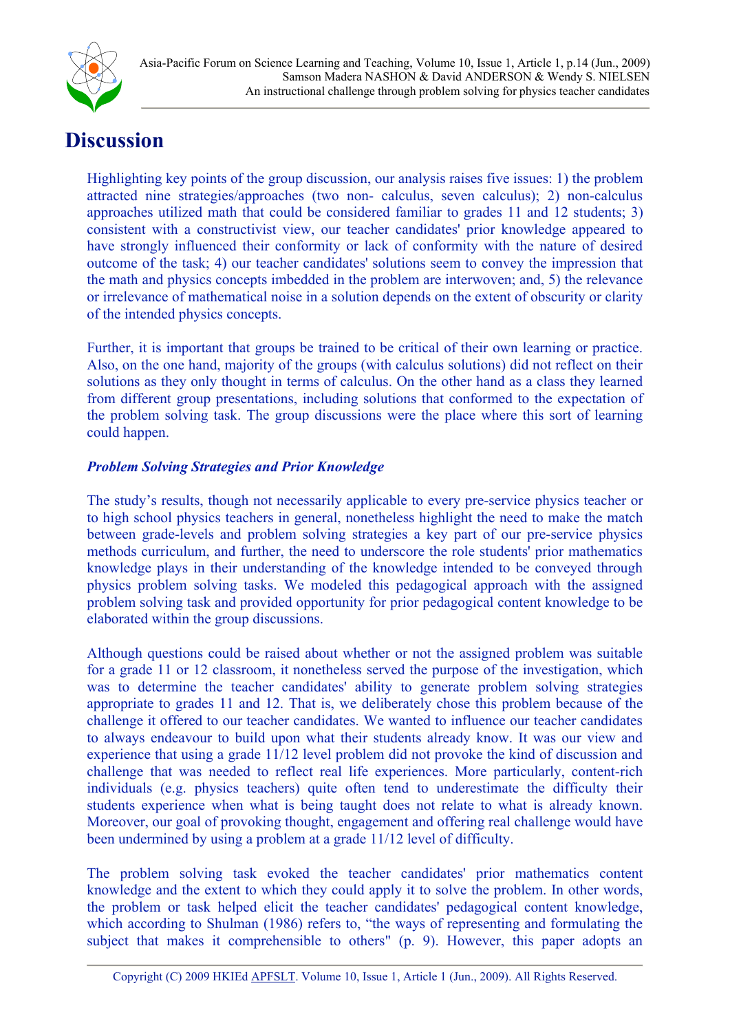# Discussion

Highlighting key points of the group discussion, our analysis raises five issues: 1) the problem attracted nine strategies/approaches (two non- calculus, seven calculus); 2) non-calculus approaches utilized math that could be considered familiar to grades 11 and 12 students; 3) consistent with a constructivist view, our teacher candidates' prior knowledge appeared to have strongly influenced their conformity or lack of conformity with the nature of desired outcome of the task; 4) our teacher candidates' solutions seem to convey the impression that the math and physics concepts imbedded in the problem are interwoven; and, 5) the relevance or irrelevance of mathematical noise in a solution depends on the extent of obscurity or clarity of the intended physics concepts.

Further, it is important that groups be trained to be critical of their own learning or practice. Also, on the one hand, majority of the groups (with calculus solutions) did not reflect on their solutions as they only thought in terms of calculus. On the other hand as a class they learned from different group presentations, including solutions that conformed to the expectation of the problem solving task. The group discussions were the place where this sort of learning could happen.

### *Problem Solving Strategies and Prior Knowledge*

The study's results, though not necessarily applicable to every pre-service physics teacher or to high school physics teachers in general, nonetheless highlight the need to make the match between grade-levels and problem solving strategies a key part of our pre-service physics methods curriculum, and further, the need to underscore the role students' prior mathematics knowledge plays in their understanding of the knowledge intended to be conveyed through physics problem solving tasks. We modeled this pedagogical approach with the assigned problem solving task and provided opportunity for prior pedagogical content knowledge to be elaborated within the group discussions.

Although questions could be raised about whether or not the assigned problem was suitable for a grade 11 or 12 classroom, it nonetheless served the purpose of the investigation, which was to determine the teacher candidates' ability to generate problem solving strategies appropriate to grades 11 and 12. That is, we deliberately chose this problem because of the challenge it offered to our teacher candidates. We wanted to influence our teacher candidates to always endeavour to build upon what their students already know. It was our view and experience that using a grade 11/12 level problem did not provoke the kind of discussion and challenge that was needed to reflect real life experiences. More particularly, content-rich individuals (e.g. physics teachers) quite often tend to underestimate the difficulty their students experience when what is being taught does not relate to what is already known. Moreover, our goal of provoking thought, engagement and offering real challenge would have been undermined by using a problem at a grade 11/12 level of difficulty.

The problem solving task evoked the teacher candidates' prior mathematics content knowledge and the extent to which they could apply it to solve the problem. In other words, the problem or task helped elicit the teacher candidates' pedagogical content knowledge, which according to Shulman (1986) refers to, "the ways of representing and formulating the subject that makes it comprehensible to others" (p. 9). However, this paper adopts an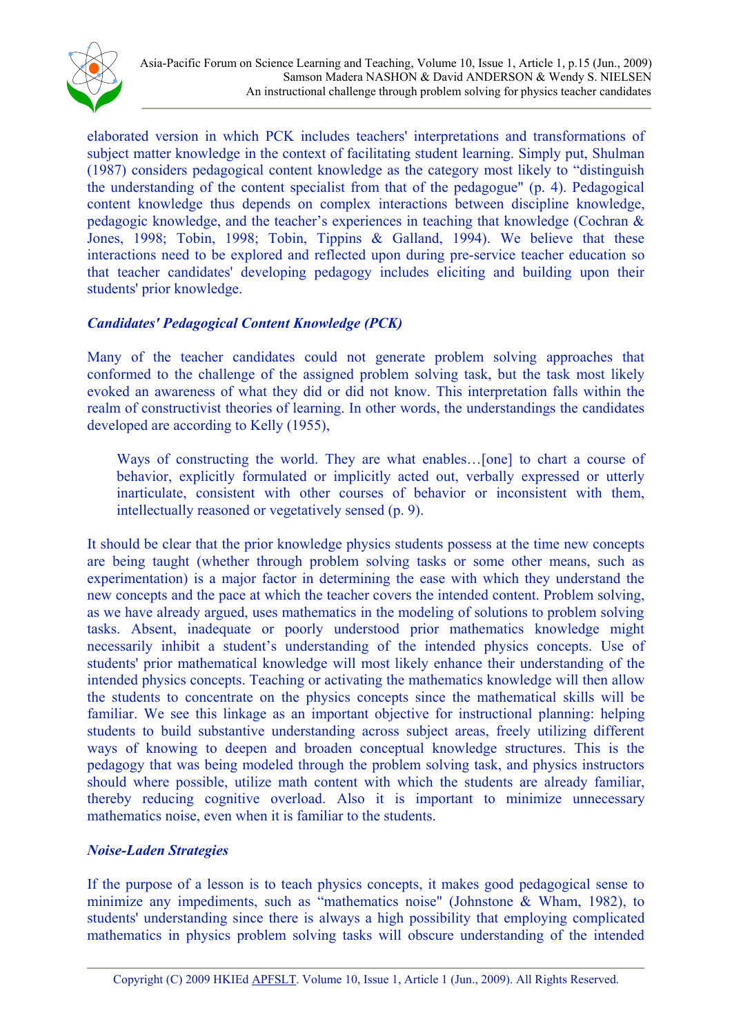elaborated version in which PCK includes teachers' interpretations and transformations of subject matter knowledge in the context of facilitating student learning. Simply put, Shulman (1987) considers pedagogical content knowledge as the category most likely to "distinguish the understanding of the content specialist from that of the pedagogue" (p. 4). Pedagogical content knowledge thus depends on complex interactions between discipline knowledge, pedagogic knowledge, and the teacher's experiences in teaching that knowledge (Cochran & Jones, 1998; Tobin, 1998; Tobin, Tippins & Galland, 1994). We believe that these interactions need to be explored and reflected upon during pre-service teacher education so that teacher candidates' developing pedagogy includes eliciting and building upon their students' prior knowledge.

### *Candidates' Pedagogical Content Knowledge (PCK)*

Many of the teacher candidates could not generate problem solving approaches that conformed to the challenge of the assigned problem solving task, but the task most likely evoked an awareness of what they did or did not know. This interpretation falls within the realm of constructivist theories of learning. In other words, the understandings the candidates developed are according to Kelly (1955),

> Ways of constructing the world. They are what enables…[one] to chart a course of behavior, explicitly formulated or implicitly acted out, verbally expressed or utterly inarticulate, consistent with other courses of behavior or inconsistent with them, intellectually reasoned or vegetatively sensed (p. 9).

It should be clear that the prior knowledge physics students possess at the time new concepts are being taught (whether through problem solving tasks or some other means, such as experimentation) is a major factor in determining the ease with which they understand the new concepts and the pace at which the teacher covers the intended content. Problem solving, as we have already argued, uses mathematics in the modeling of solutions to problem solving tasks. Absent, inadequate or poorly understood prior mathematics knowledge might necessarily inhibit a student's understanding of the intended physics concepts. Use of students' prior mathematical knowledge will most likely enhance their understanding of the intended physics concepts. Teaching or activating the mathematics knowledge will then allow the students to concentrate on the physics concepts since the mathematical skills will be familiar. We see this linkage as an important objective for instructional planning: helping students to build substantive understanding across subject areas, freely utilizing different ways of knowing to deepen and broaden conceptual knowledge structures. This is the pedagogy that was being modeled through the problem solving task, and physics instructors should where possible, utilize math content with which the students are already familiar, thereby reducing cognitive overload. Also it is important to minimize unnecessary mathematics noise, even when it is familiar to the students.

### *Noise-Laden Strategies*

If the purpose of a lesson is to teach physics concepts, it makes good pedagogical sense to minimize any impediments, such as "mathematics noise" (Johnstone & Wham, 1982), to students' understanding since there is always a high possibility that employing complicated mathematics in physics problem solving tasks will obscure understanding of the intended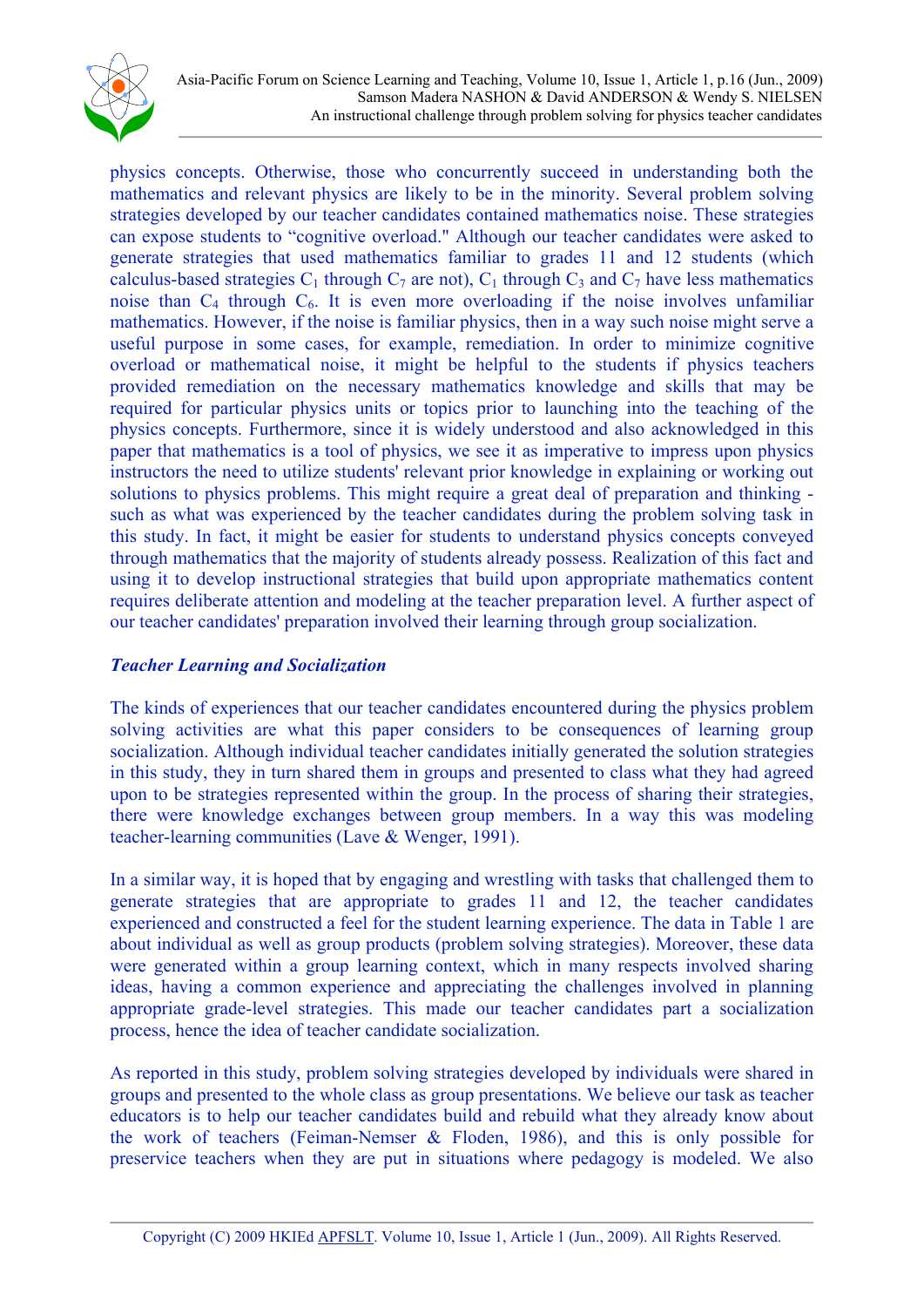physics concepts. Otherwise, those who concurrently succeed in understanding both the mathematics and relevant physics are likely to be in the minority. Several problem solving strategies developed by our teacher candidates contained mathematics noise. These strategies can expose students to "cognitive overload." Although our teacher candidates were asked to generate strategies that used mathematics familiar to grades 11 and 12 students (which calculus-based strategies $C_1$ through $C_7$ are not), $C_1$ through $C_3$ and $C_7$ have less mathematics noise than $C_4$ through $C_6$. It is even more overloading if the noise involves unfamiliar mathematics. However, if the noise is familiar physics, then in a way such noise might serve a useful purpose in some cases, for example, remediation. In order to minimize cognitive overload or mathematical noise, it might be helpful to the students if physics teachers provided remediation on the necessary mathematics knowledge and skills that may be required for particular physics units or topics prior to launching into the teaching of the physics concepts. Furthermore, since it is widely understood and also acknowledged in this paper that mathematics is a tool of physics, we see it as imperative to impress upon physics instructors the need to utilize students' relevant prior knowledge in explaining or working out solutions to physics problems. This might require a great deal of preparation and thinking - such as what was experienced by the teacher candidates during the problem solving task in this study. In fact, it might be easier for students to understand physics concepts conveyed through mathematics that the majority of students already possess. Realization of this fact and using it to develop instructional strategies that build upon appropriate mathematics content requires deliberate attention and modeling at the teacher preparation level. A further aspect of our teacher candidates' preparation involved their learning through group socialization.

### *Teacher Learning and Socialization*

The kinds of experiences that our teacher candidates encountered during the physics problem solving activities are what this paper considers to be consequences of learning group socialization. Although individual teacher candidates initially generated the solution strategies in this study, they in turn shared them in groups and presented to class what they had agreed upon to be strategies represented within the group. In the process of sharing their strategies, there were knowledge exchanges between group members. In a way this was modeling teacher-learning communities (Lave & Wenger, 1991).

In a similar way, it is hoped that by engaging and wrestling with tasks that challenged them to generate strategies that are appropriate to grades 11 and 12, the teacher candidates experienced and constructed a feel for the student learning experience. The data in Table 1 are about individual as well as group products (problem solving strategies). Moreover, these data were generated within a group learning context, which in many respects involved sharing ideas, having a common experience and appreciating the challenges involved in planning appropriate grade-level strategies. This made our teacher candidates part a socialization process, hence the idea of teacher candidate socialization.

As reported in this study, problem solving strategies developed by individuals were shared in groups and presented to the whole class as group presentations. We believe our task as teacher educators is to help our teacher candidates build and rebuild what they already know about the work of teachers (Feiman-Nemser & Floden, 1986), and this is only possible for preservice teachers when they are put in situations where pedagogy is modeled. We also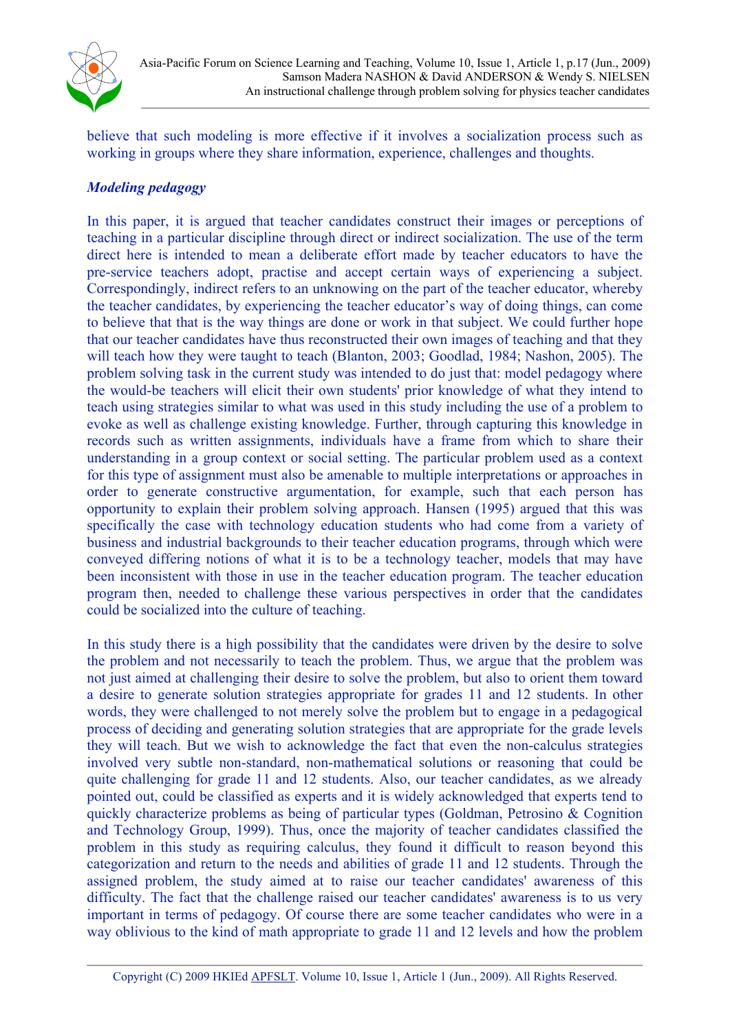believe that such modeling is more effective if it involves a socialization process such as working in groups where they share information, experience, challenges and thoughts.

### *Modeling pedagogy*

In this paper, it is argued that teacher candidates construct their images or perceptions of teaching in a particular discipline through direct or indirect socialization. The use of the term direct here is intended to mean a deliberate effort made by teacher educators to have the pre-service teachers adopt, practise and accept certain ways of experiencing a subject. Correspondingly, indirect refers to an unknowing on the part of the teacher educator, whereby the teacher candidates, by experiencing the teacher educator's way of doing things, can come to believe that that is the way things are done or work in that subject. We could further hope that our teacher candidates have thus reconstructed their own images of teaching and that they will teach how they were taught to teach (Blanton, 2003; Goodlad, 1984; Nashon, 2005). The problem solving task in the current study was intended to do just that: model pedagogy where the would-be teachers will elicit their own students' prior knowledge of what they intend to teach using strategies similar to what was used in this study including the use of a problem to evoke as well as challenge existing knowledge. Further, through capturing this knowledge in records such as written assignments, individuals have a frame from which to share their understanding in a group context or social setting. The particular problem used as a context for this type of assignment must also be amenable to multiple interpretations or approaches in order to generate constructive argumentation, for example, such that each person has opportunity to explain their problem solving approach. Hansen (1995) argued that this was specifically the case with technology education students who had come from a variety of business and industrial backgrounds to their teacher education programs, through which were conveyed differing notions of what it is to be a technology teacher, models that may have been inconsistent with those in use in the teacher education program. The teacher education program then, needed to challenge these various perspectives in order that the candidates could be socialized into the culture of teaching.

In this study there is a high possibility that the candidates were driven by the desire to solve the problem and not necessarily to teach the problem. Thus, we argue that the problem was not just aimed at challenging their desire to solve the problem, but also to orient them toward a desire to generate solution strategies appropriate for grades 11 and 12 students. In other words, they were challenged to not merely solve the problem but to engage in a pedagogical process of deciding and generating solution strategies that are appropriate for the grade levels they will teach. But we wish to acknowledge the fact that even the non-calculus strategies involved very subtle non-standard, non-mathematical solutions or reasoning that could be quite challenging for grade 11 and 12 students. Also, our teacher candidates, as we already pointed out, could be classified as experts and it is widely acknowledged that experts tend to quickly characterize problems as being of particular types (Goldman, Petrosino & Cognition and Technology Group, 1999). Thus, once the majority of teacher candidates classified the problem in this study as requiring calculus, they found it difficult to reason beyond this categorization and return to the needs and abilities of grade 11 and 12 students. Through the assigned problem, the study aimed at to raise our teacher candidates' awareness of this difficulty. The fact that the challenge raised our teacher candidates' awareness is to us very important in terms of pedagogy. Of course there are some teacher candidates who were in a way oblivious to the kind of math appropriate to grade 11 and 12 levels and how the problem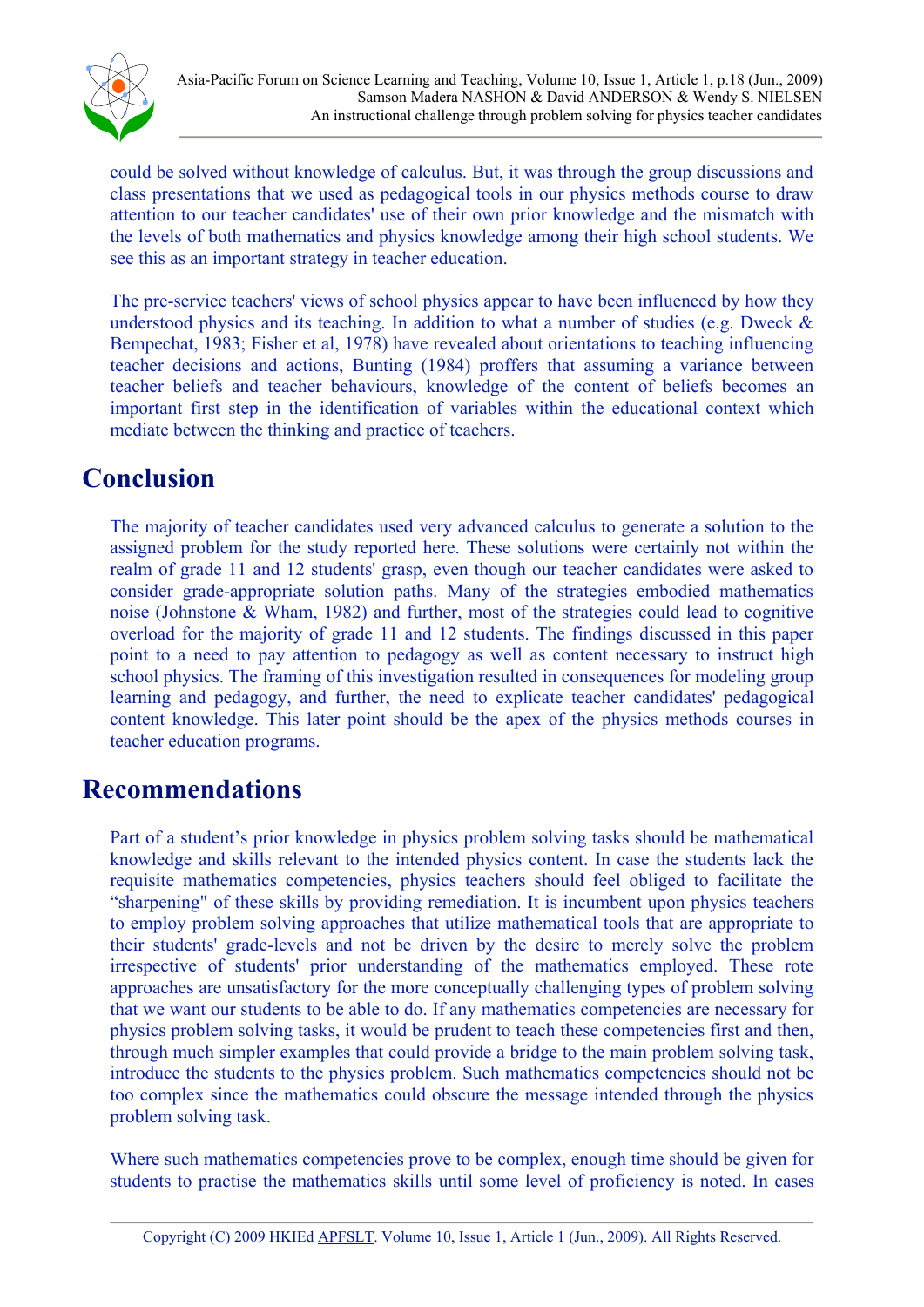could be solved without knowledge of calculus. But, it was through the group discussions and class presentations that we used as pedagogical tools in our physics methods course to draw attention to our teacher candidates' use of their own prior knowledge and the mismatch with the levels of both mathematics and physics knowledge among their high school students. We see this as an important strategy in teacher education.

The pre-service teachers' views of school physics appear to have been influenced by how they understood physics and its teaching. In addition to what a number of studies (e.g. Dweck & Bempechat, 1983; Fisher et al, 1978) have revealed about orientations to teaching influencing teacher decisions and actions, Bunting (1984) proffers that assuming a variance between teacher beliefs and teacher behaviours, knowledge of the content of beliefs becomes an important first step in the identification of variables within the educational context which mediate between the thinking and practice of teachers.

## Conclusion

The majority of teacher candidates used very advanced calculus to generate a solution to the assigned problem for the study reported here. These solutions were certainly not within the realm of grade 11 and 12 students' grasp, even though our teacher candidates were asked to consider grade-appropriate solution paths. Many of the strategies embodied mathematics noise (Johnstone & Wham, 1982) and further, most of the strategies could lead to cognitive overload for the majority of grade 11 and 12 students. The findings discussed in this paper point to a need to pay attention to pedagogy as well as content necessary to instruct high school physics. The framing of this investigation resulted in consequences for modeling group learning and pedagogy, and further, the need to explicate teacher candidates' pedagogical content knowledge. This later point should be the apex of the physics methods courses in teacher education programs.

## Recommendations

Part of a student's prior knowledge in physics problem solving tasks should be mathematical knowledge and skills relevant to the intended physics content. In case the students lack the requisite mathematics competencies, physics teachers should feel obliged to facilitate the "sharpening" of these skills by providing remediation. It is incumbent upon physics teachers to employ problem solving approaches that utilize mathematical tools that are appropriate to their students' grade-levels and not be driven by the desire to merely solve the problem irrespective of students' prior understanding of the mathematics employed. These rote approaches are unsatisfactory for the more conceptually challenging types of problem solving that we want our students to be able to do. If any mathematics competencies are necessary for physics problem solving tasks, it would be prudent to teach these competencies first and then, through much simpler examples that could provide a bridge to the main problem solving task, introduce the students to the physics problem. Such mathematics competencies should not be too complex since the mathematics could obscure the message intended through the physics problem solving task.

Where such mathematics competencies prove to be complex, enough time should be given for students to practise the mathematics skills until some level of proficiency is noted. In cases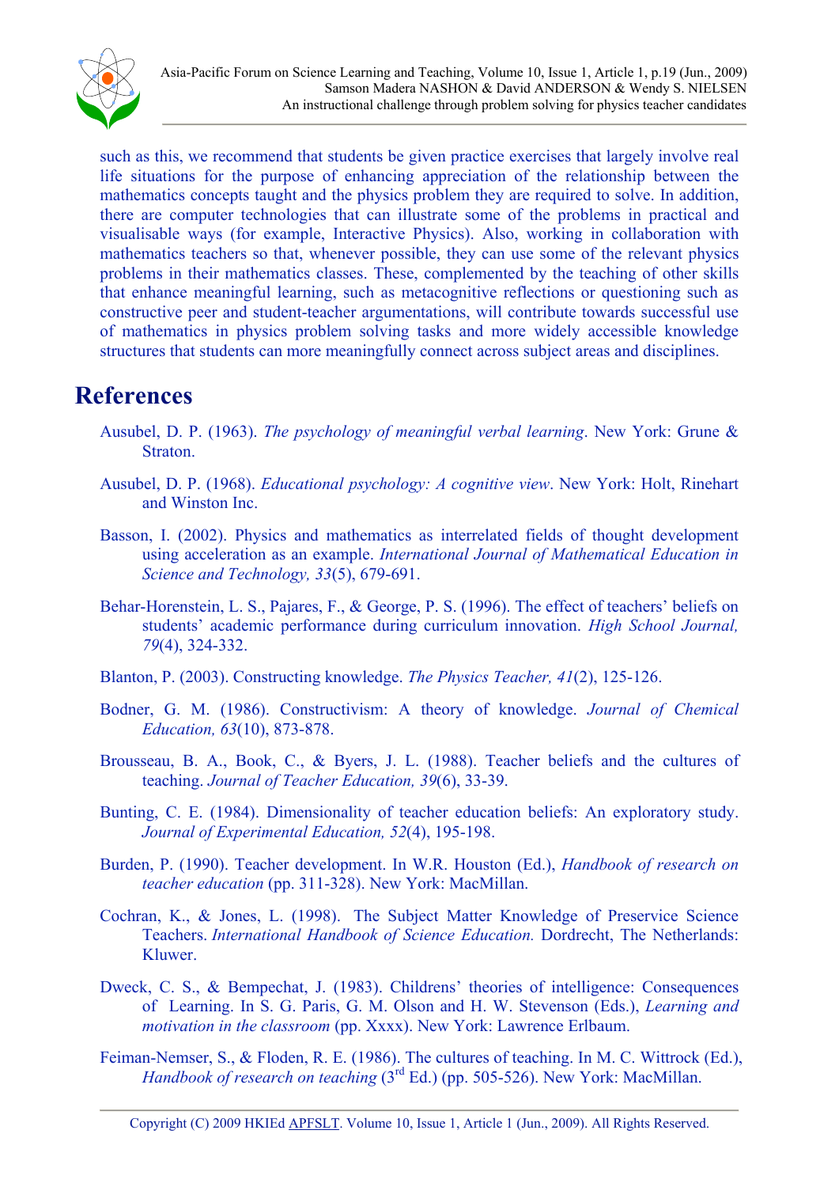such as this, we recommend that students be given practice exercises that largely involve real life situations for the purpose of enhancing appreciation of the relationship between the mathematics concepts taught and the physics problem they are required to solve. In addition, there are computer technologies that can illustrate some of the problems in practical and visualisable ways (for example, Interactive Physics). Also, working in collaboration with mathematics teachers so that, whenever possible, they can use some of the relevant physics problems in their mathematics classes. These, complemented by the teaching of other skills that enhance meaningful learning, such as metacognitive reflections or questioning such as constructive peer and student-teacher argumentations, will contribute towards successful use of mathematics in physics problem solving tasks and more widely accessible knowledge structures that students can more meaningfully connect across subject areas and disciplines.

## References

Ausubel, D. P. (1963). *The psychology of meaningful verbal learning*. New York: Grune & Straton.

Ausubel, D. P. (1968). *Educational psychology: A cognitive view*. New York: Holt, Rinehart and Winston Inc.

Basson, I. (2002). Physics and mathematics as interrelated fields of thought development using acceleration as an example. *International Journal of Mathematical Education in Science and Technology, 33*(5), 679-691.

Behar-Horenstein, L. S., Pajares, F., & George, P. S. (1996). The effect of teachers' beliefs on students' academic performance during curriculum innovation. *High School Journal, 79*(4), 324-332.

Blanton, P. (2003). Constructing knowledge. *The Physics Teacher, 41*(2), 125-126.

Bodner, G. M. (1986). Constructivism: A theory of knowledge. *Journal of Chemical Education, 63*(10), 873-878.

Brousseau, B. A., Book, C., & Byers, J. L. (1988). Teacher beliefs and the cultures of teaching. *Journal of Teacher Education, 39*(6), 33-39.

Bunting, C. E. (1984). Dimensionality of teacher education beliefs: An exploratory study. *Journal of Experimental Education, 52*(4), 195-198.

Burden, P. (1990). Teacher development. In W.R. Houston (Ed.), *Handbook of research on teacher education* (pp. 311-328). New York: MacMillan.

Cochran, K., & Jones, L. (1998). The Subject Matter Knowledge of Preservice Science Teachers. *International Handbook of Science Education.* Dordrecht, The Netherlands: Kluwer.

Dweck, C. S., & Bempechat, J. (1983). Childrens' theories of intelligence: Consequences of Learning. In S. G. Paris, G. M. Olson and H. W. Stevenson (Eds.), *Learning and motivation in the classroom* (pp. Xxxx). New York: Lawrence Erlbaum.

Feiman-Nemser, S., & Floden, R. E. (1986). The cultures of teaching. In M. C. Wittrock (Ed.), *Handbook of research on teaching* (3rd Ed.) (pp. 505-526). New York: MacMillan.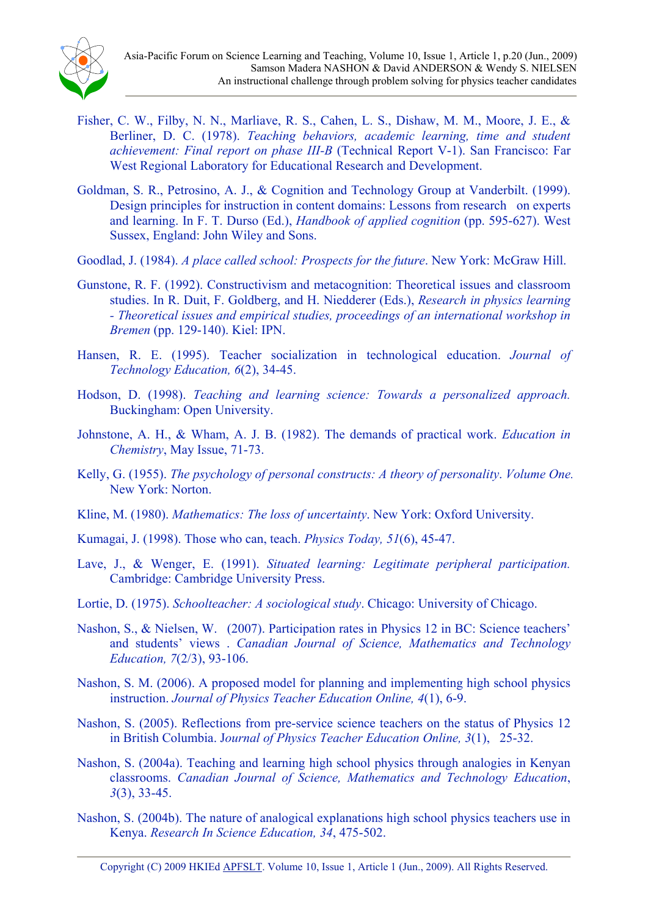Fisher, C. W., Filby, N. N., Marliave, R. S., Cahen, L. S., Dishaw, M. M., Moore, J. E., & Berliner, D. C. (1978). *Teaching behaviors, academic learning, time and student achievement: Final report on phase III-B* (Technical Report V-1). San Francisco: Far West Regional Laboratory for Educational Research and Development.

Goldman, S. R., Petrosino, A. J., & Cognition and Technology Group at Vanderbilt. (1999). Design principles for instruction in content domains: Lessons from research on experts and learning. In F. T. Durso (Ed.), *Handbook of applied cognition* (pp. 595-627). West Sussex, England: John Wiley and Sons.

Goodlad, J. (1984). *A place called school: Prospects for the future*. New York: McGraw Hill.

Gunstone, R. F. (1992). Constructivism and metacognition: Theoretical issues and classroom studies. In R. Duit, F. Goldberg, and H. Niedderer (Eds.), *Research in physics learning - Theoretical issues and empirical studies, proceedings of an international workshop in Bremen* (pp. 129-140). Kiel: IPN.

Hansen, R. E. (1995). Teacher socialization in technological education. *Journal of Technology Education, 6*(2), 34-45.

Hodson, D. (1998). *Teaching and learning science: Towards a personalized approach.* Buckingham: Open University.

Johnstone, A. H., & Wham, A. J. B. (1982). The demands of practical work. *Education in Chemistry*, May Issue, 71-73.

Kelly, G. (1955). *The psychology of personal constructs: A theory of personality*. *Volume One.* New York: Norton.

Kline, M. (1980). *Mathematics: The loss of uncertainty*. New York: Oxford University.

Kumagai, J. (1998). Those who can, teach. *Physics Today, 51*(6), 45-47.

Lave, J., & Wenger, E. (1991). *Situated learning: Legitimate peripheral participation.* Cambridge: Cambridge University Press.

Lortie, D. (1975). *Schoolteacher: A sociological study*. Chicago: University of Chicago.

Nashon, S., & Nielsen, W. (2007). Participation rates in Physics 12 in BC: Science teachers' and students' views . *Canadian Journal of Science, Mathematics and Technology Education, 7*(2/3), 93-106.

Nashon, S. M. (2006). A proposed model for planning and implementing high school physics instruction. *Journal of Physics Teacher Education Online, 4*(1), 6-9.

Nashon, S. (2005). Reflections from pre-service science teachers on the status of Physics 12 in British Columbia. J*ournal of Physics Teacher Education Online, 3*(1), 25-32.

Nashon, S. (2004a). Teaching and learning high school physics through analogies in Kenyan classrooms. *Canadian Journal of Science, Mathematics and Technology Education*, *3*(3), 33-45.

Nashon, S. (2004b). The nature of analogical explanations high school physics teachers use in Kenya. *Research In Science Education, 34*, 475-502.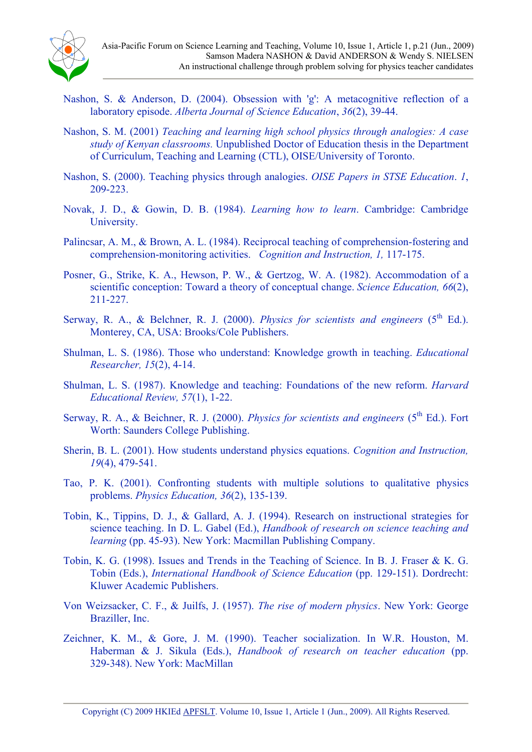Nashon, S. & Anderson, D. (2004). Obsession with 'g': A metacognitive reflection of a laboratory episode. *Alberta Journal of Science Education*, *36*(2), 39-44.

Nashon, S. M. (2001) *Teaching and learning high school physics through analogies: A case study of Kenyan classrooms.* Unpublished Doctor of Education thesis in the Department of Curriculum, Teaching and Learning (CTL), OISE/University of Toronto.

Nashon, S. (2000). Teaching physics through analogies. *OISE Papers in STSE Education*. *1*, 209-223.

Novak, J. D., & Gowin, D. B. (1984). *Learning how to learn*. Cambridge: Cambridge University.

Palincsar, A. M., & Brown, A. L. (1984). Reciprocal teaching of comprehension-fostering and comprehension-monitoring activities. *Cognition and Instruction, 1,* 117-175.

Posner, G., Strike, K. A., Hewson, P. W., & Gertzog, W. A. (1982). Accommodation of a scientific conception: Toward a theory of conceptual change. *Science Education, 66*(2), 211-227.

Serway, R. A., & Belchner, R. J. (2000). *Physics for scientists and engineers* (5th Ed.). Monterey, CA, USA: Brooks/Cole Publishers.

Shulman, L. S. (1986). Those who understand: Knowledge growth in teaching. *Educational Researcher, 15*(2), 4-14.

Shulman, L. S. (1987). Knowledge and teaching: Foundations of the new reform. *Harvard Educational Review, 57*(1), 1-22.

Serway, R. A., & Beichner, R. J. (2000). *Physics for scientists and engineers* (5th Ed.). Fort Worth: Saunders College Publishing.

Sherin, B. L. (2001). How students understand physics equations. *Cognition and Instruction, 19*(4), 479-541.

Tao, P. K. (2001). Confronting students with multiple solutions to qualitative physics problems. *Physics Education, 36*(2), 135-139.

Tobin, K., Tippins, D. J., & Gallard, A. J. (1994). Research on instructional strategies for science teaching. In D. L. Gabel (Ed.), *Handbook of research on science teaching and learning* (pp. 45-93). New York: Macmillan Publishing Company.

Tobin, K. G. (1998). Issues and Trends in the Teaching of Science. In B. J. Fraser & K. G. Tobin (Eds.), *International Handbook of Science Education* (pp. 129-151). Dordrecht: Kluwer Academic Publishers.

Von Weizsacker, C. F., & Juilfs, J. (1957). *The rise of modern physics*. New York: George Braziller, Inc.

Zeichner, K. M., & Gore, J. M. (1990). Teacher socialization. In W.R. Houston, M. Haberman & J. Sikula (Eds.), *Handbook of research on teacher education* (pp. 329-348). New York: MacMillan